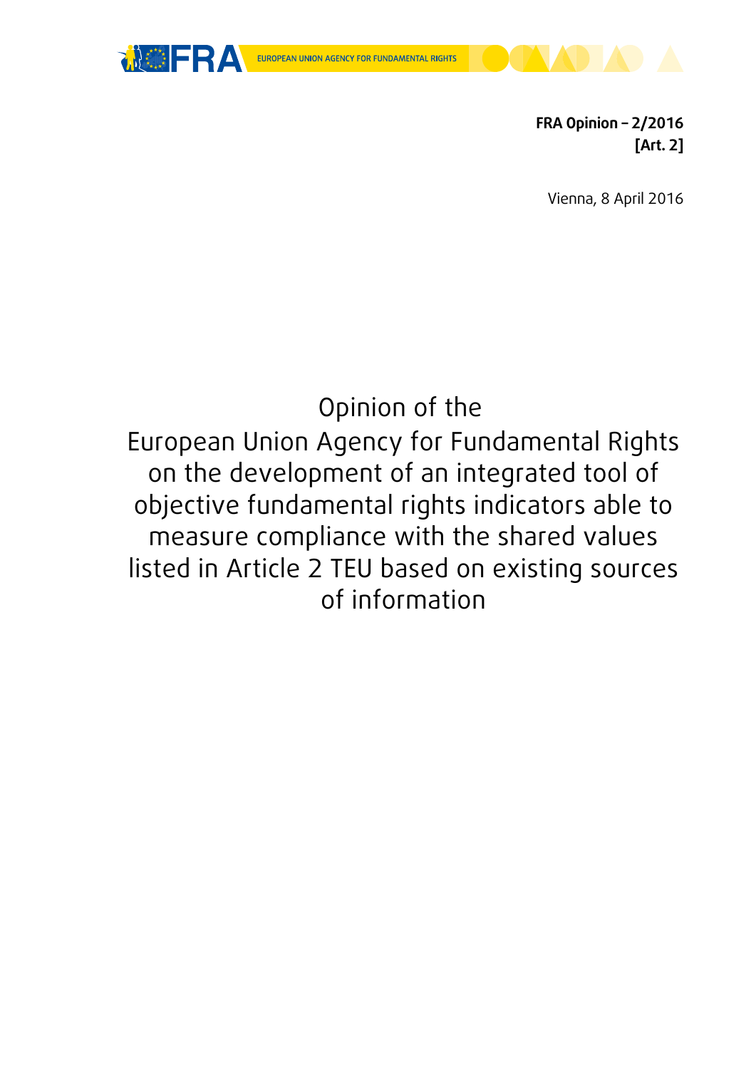**FRA Opinion – 2/2016**
**[Art. 2]**

Vienna, 8 April 2016

# Opinion of the European Union Agency for Fundamental Rights on the development of an integrated tool of objective fundamental rights indicators able to measure compliance with the shared values listed in Article 2 TEU based on existing sources of information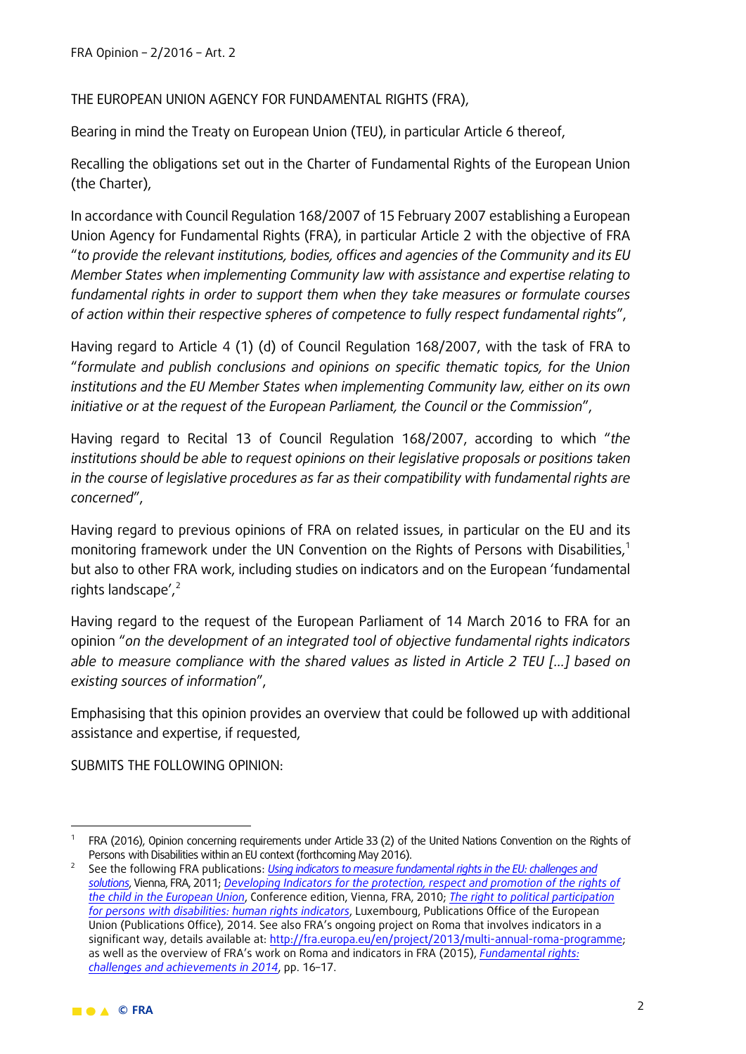THE EUROPEAN UNION AGENCY FOR FUNDAMENTAL RIGHTS (FRA),

Bearing in mind the Treaty on European Union (TEU), in particular Article 6 thereof,

Recalling the obligations set out in the Charter of Fundamental Rights of the European Union (the Charter),

In accordance with Council Regulation 168/2007 of 15 February 2007 establishing a European Union Agency for Fundamental Rights (FRA), in particular Article 2 with the objective of FRA "*to provide the relevant institutions, bodies, offices and agencies of the Community and its EU Member States when implementing Community law with assistance and expertise relating to fundamental rights in order to support them when they take measures or formulate courses of action within their respective spheres of competence to fully respect fundamental rights*",

Having regard to Article 4 (1) (d) of Council Regulation 168/2007, with the task of FRA to "*formulate and publish conclusions and opinions on specific thematic topics, for the Union institutions and the EU Member States when implementing Community law, either on its own initiative or at the request of the European Parliament, the Council or the Commission*",

Having regard to Recital 13 of Council Regulation 168/2007, according to which "*the institutions should be able to request opinions on their legislative proposals or positions taken in the course of legislative procedures as far as their compatibility with fundamental rights are concerned*",

Having regard to previous opinions of FRA on related issues, in particular on the EU and its monitoring framework under the UN Convention on the Rights of Persons with Disabilities,[1] but also to other FRA work, including studies on indicators and on the European 'fundamental rights landscape',[2]

Having regard to the request of the European Parliament of 14 March 2016 to FRA for an opinion "*on the development of an integrated tool of objective fundamental rights indicators able to measure compliance with the shared values as listed in Article 2 TEU […] based on existing sources of information*",

Emphasising that this opinion provides an overview that could be followed up with additional assistance and expertise, if requested,

SUBMITS THE FOLLOWING OPINION:

---

[1] FRA (2016), Opinion concerning requirements under Article 33 (2) of the United Nations Convention on the Rights of Persons with Disabilities within an EU context (forthcoming May 2016).

[2] See the following FRA publications: *Using indicators to measure fundamental rights in the EU: challenges and solutions*, Vienna, FRA, 2011; *Developing Indicators for the protection, respect and promotion of the rights of the child in the European Union*, Conference edition, Vienna, FRA, 2010; *The right to political participation for persons with disabilities: human rights indicators*, Luxembourg, Publications Office of the European Union (Publications Office), 2014. See also FRA's ongoing project on Roma that involves indicators in a significant way, details available at: http://fra.europa.eu/en/project/2013/multi-annual-roma-programme; as well as the overview of FRA's work on Roma and indicators in FRA (2015), *Fundamental rights: challenges and achievements in 2014*, pp. 16–17.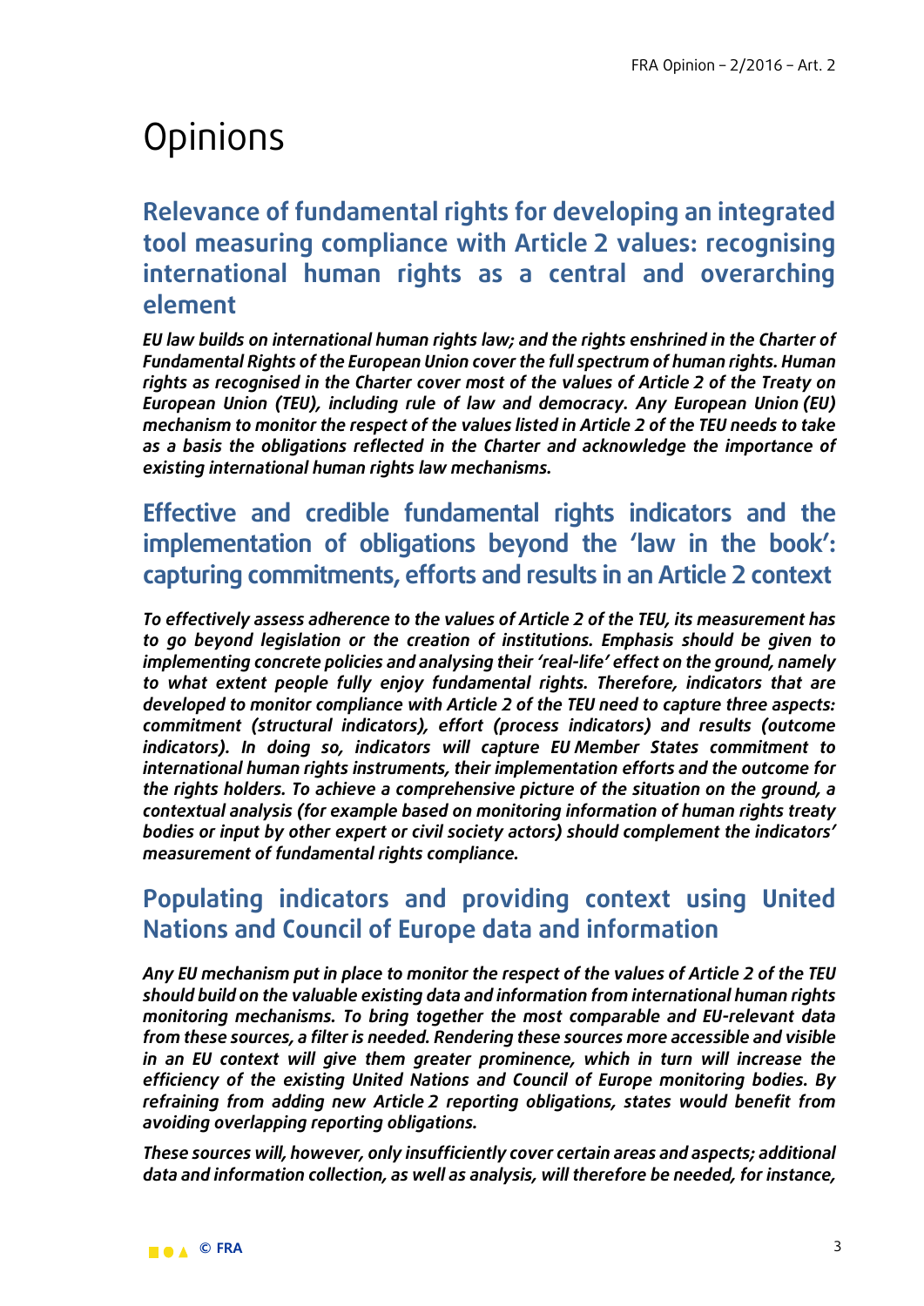# Opinions

## Relevance of fundamental rights for developing an integrated tool measuring compliance with Article 2 values: recognising international human rights as a central and overarching element

***EU law builds on international human rights law; and the rights enshrined in the Charter of Fundamental Rights of the European Union cover the full spectrum of human rights. Human rights as recognised in the Charter cover most of the values of Article 2 of the Treaty on European Union (TEU), including rule of law and democracy. Any European Union (EU) mechanism to monitor the respect of the values listed in Article 2 of the TEU needs to take as a basis the obligations reflected in the Charter and acknowledge the importance of existing international human rights law mechanisms.***

## Effective and credible fundamental rights indicators and the implementation of obligations beyond the 'law in the book': capturing commitments, efforts and results in an Article 2 context

***To effectively assess adherence to the values of Article 2 of the TEU, its measurement has to go beyond legislation or the creation of institutions. Emphasis should be given to implementing concrete policies and analysing their 'real-life' effect on the ground, namely to what extent people fully enjoy fundamental rights. Therefore, indicators that are developed to monitor compliance with Article 2 of the TEU need to capture three aspects: commitment (structural indicators), effort (process indicators) and results (outcome indicators). In doing so, indicators will capture EU Member States commitment to international human rights instruments, their implementation efforts and the outcome for the rights holders. To achieve a comprehensive picture of the situation on the ground, a contextual analysis (for example based on monitoring information of human rights treaty bodies or input by other expert or civil society actors) should complement the indicators' measurement of fundamental rights compliance.***

## Populating indicators and providing context using United Nations and Council of Europe data and information

***Any EU mechanism put in place to monitor the respect of the values of Article 2 of the TEU should build on the valuable existing data and information from international human rights monitoring mechanisms. To bring together the most comparable and EU-relevant data from these sources, a filter is needed. Rendering these sources more accessible and visible in an EU context will give them greater prominence, which in turn will increase the efficiency of the existing United Nations and Council of Europe monitoring bodies. By refraining from adding new Article 2 reporting obligations, states would benefit from avoiding overlapping reporting obligations.***

***These sources will, however, only insufficiently cover certain areas and aspects; additional data and information collection, as well as analysis, will therefore be needed, for instance,***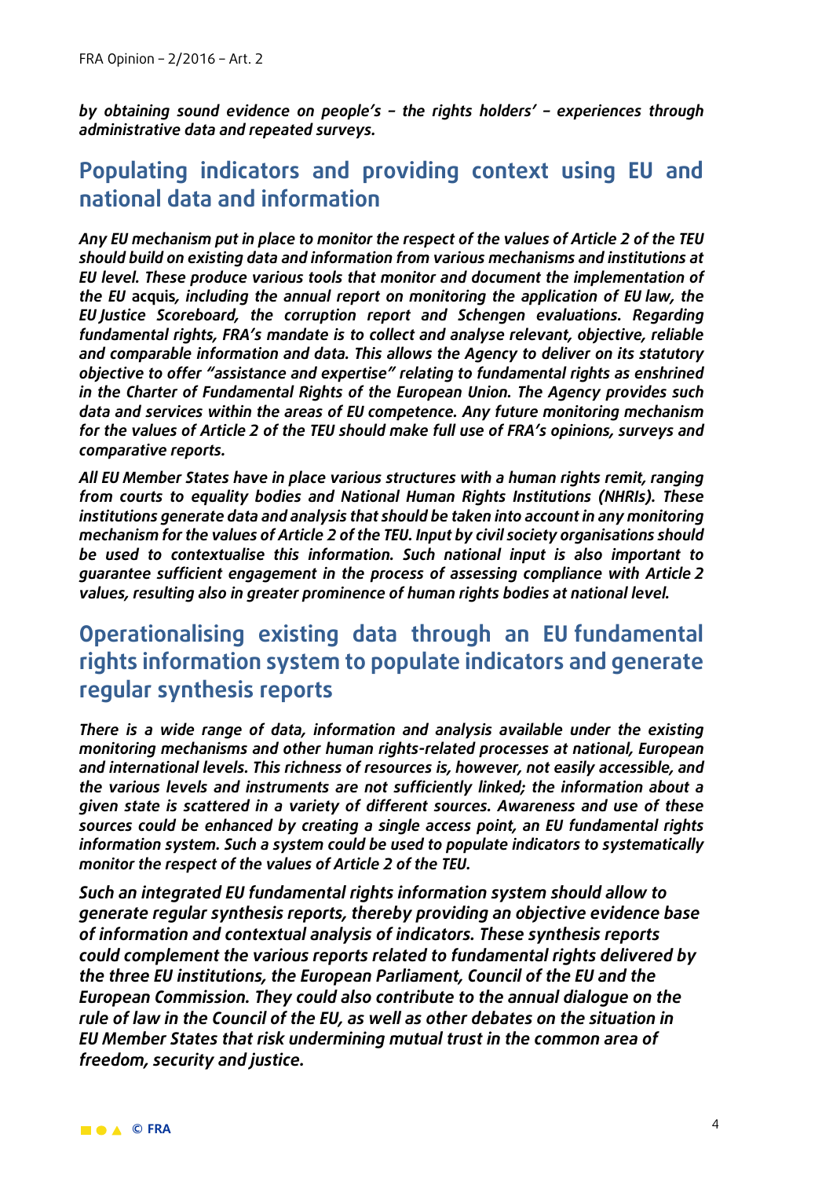*by obtaining sound evidence on people's – the rights holders' – experiences through administrative data and repeated surveys.*

## Populating indicators and providing context using EU and national data and information

*Any EU mechanism put in place to monitor the respect of the values of Article 2 of the TEU should build on existing data and information from various mechanisms and institutions at EU level. These produce various tools that monitor and document the implementation of the EU* **acquis***, including the annual report on monitoring the application of EU law, the EU Justice Scoreboard, the corruption report and Schengen evaluations. Regarding fundamental rights, FRA's mandate is to collect and analyse relevant, objective, reliable and comparable information and data. This allows the Agency to deliver on its statutory objective to offer "assistance and expertise" relating to fundamental rights as enshrined in the Charter of Fundamental Rights of the European Union. The Agency provides such data and services within the areas of EU competence. Any future monitoring mechanism for the values of Article 2 of the TEU should make full use of FRA's opinions, surveys and comparative reports.*

*All EU Member States have in place various structures with a human rights remit, ranging from courts to equality bodies and National Human Rights Institutions (NHRIs). These institutions generate data and analysis that should be taken into account in any monitoring mechanism for the values of Article 2 of the TEU. Input by civil society organisations should be used to contextualise this information. Such national input is also important to guarantee sufficient engagement in the process of assessing compliance with Article 2 values, resulting also in greater prominence of human rights bodies at national level.*

## Operationalising existing data through an EU fundamental rights information system to populate indicators and generate regular synthesis reports

*There is a wide range of data, information and analysis available under the existing monitoring mechanisms and other human rights-related processes at national, European and international levels. This richness of resources is, however, not easily accessible, and the various levels and instruments are not sufficiently linked; the information about a given state is scattered in a variety of different sources. Awareness and use of these sources could be enhanced by creating a single access point, an EU fundamental rights information system. Such a system could be used to populate indicators to systematically monitor the respect of the values of Article 2 of the TEU.*

*Such an integrated EU fundamental rights information system should allow to generate regular synthesis reports, thereby providing an objective evidence base of information and contextual analysis of indicators. These synthesis reports could complement the various reports related to fundamental rights delivered by the three EU institutions, the European Parliament, Council of the EU and the European Commission. They could also contribute to the annual dialogue on the rule of law in the Council of the EU, as well as other debates on the situation in EU Member States that risk undermining mutual trust in the common area of freedom, security and justice.*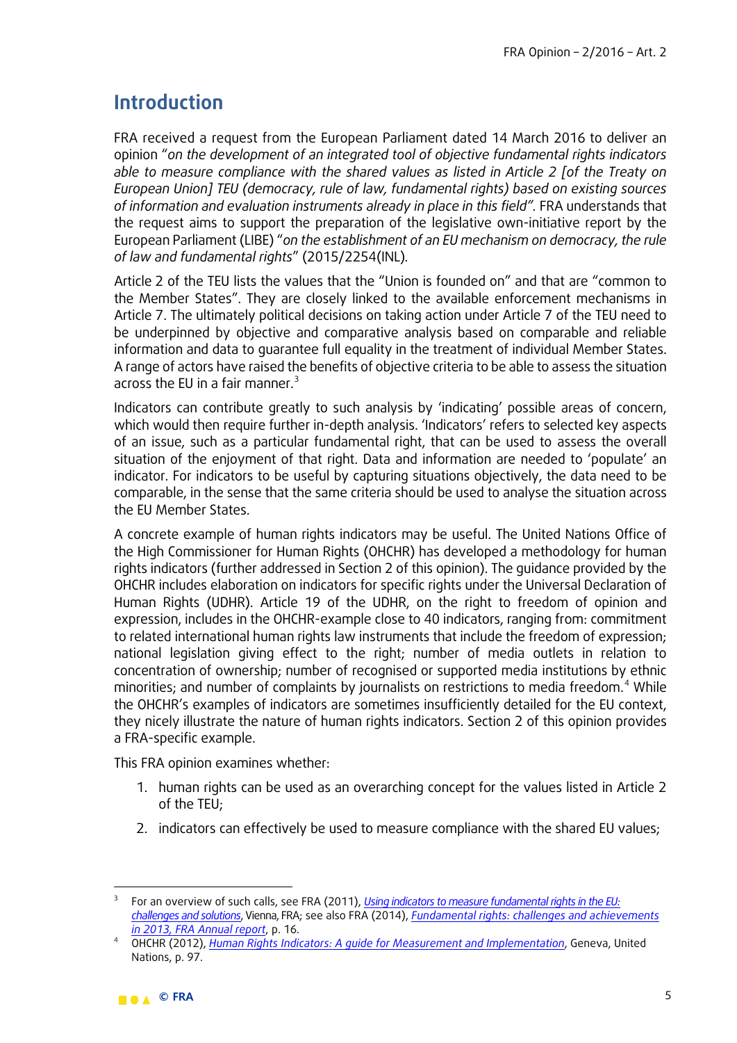## Introduction

FRA received a request from the European Parliament dated 14 March 2016 to deliver an opinion "*on the development of an integrated tool of objective fundamental rights indicators able to measure compliance with the shared values as listed in Article 2 [of the Treaty on European Union] TEU (democracy, rule of law, fundamental rights) based on existing sources of information and evaluation instruments already in place in this field".* FRA understands that the request aims to support the preparation of the legislative own-initiative report by the European Parliament (LIBE) "*on the establishment of an EU mechanism on democracy, the rule of law and fundamental rights*" (2015/2254(INL).

Article 2 of the TEU lists the values that the "Union is founded on" and that are "common to the Member States". They are closely linked to the available enforcement mechanisms in Article 7. The ultimately political decisions on taking action under Article 7 of the TEU need to be underpinned by objective and comparative analysis based on comparable and reliable information and data to guarantee full equality in the treatment of individual Member States. A range of actors have raised the benefits of objective criteria to be able to assess the situation across the EU in a fair manner.[3]

Indicators can contribute greatly to such analysis by 'indicating' possible areas of concern, which would then require further in-depth analysis. 'Indicators' refers to selected key aspects of an issue, such as a particular fundamental right, that can be used to assess the overall situation of the enjoyment of that right. Data and information are needed to 'populate' an indicator. For indicators to be useful by capturing situations objectively, the data need to be comparable, in the sense that the same criteria should be used to analyse the situation across the EU Member States.

A concrete example of human rights indicators may be useful. The United Nations Office of the High Commissioner for Human Rights (OHCHR) has developed a methodology for human rights indicators (further addressed in Section 2 of this opinion). The guidance provided by the OHCHR includes elaboration on indicators for specific rights under the Universal Declaration of Human Rights (UDHR). Article 19 of the UDHR, on the right to freedom of opinion and expression, includes in the OHCHR-example close to 40 indicators, ranging from: commitment to related international human rights law instruments that include the freedom of expression; national legislation giving effect to the right; number of media outlets in relation to concentration of ownership; number of recognised or supported media institutions by ethnic minorities; and number of complaints by journalists on restrictions to media freedom.[4] While the OHCHR's examples of indicators are sometimes insufficiently detailed for the EU context, they nicely illustrate the nature of human rights indicators. Section 2 of this opinion provides a FRA-specific example.

This FRA opinion examines whether:

1. human rights can be used as an overarching concept for the values listed in Article 2 of the TEU;
2. indicators can effectively be used to measure compliance with the shared EU values;

---

[3] For an overview of such calls, see FRA (2011), *Using indicators to measure fundamental rights in the EU: challenges and solutions*, Vienna, FRA; see also FRA (2014), *Fundamental rights: challenges and achievements in 2013, FRA Annual report*, p. 16.

[4] OHCHR (2012), *Human Rights Indicators: A guide for Measurement and Implementation*, Geneva, United Nations, p. 97.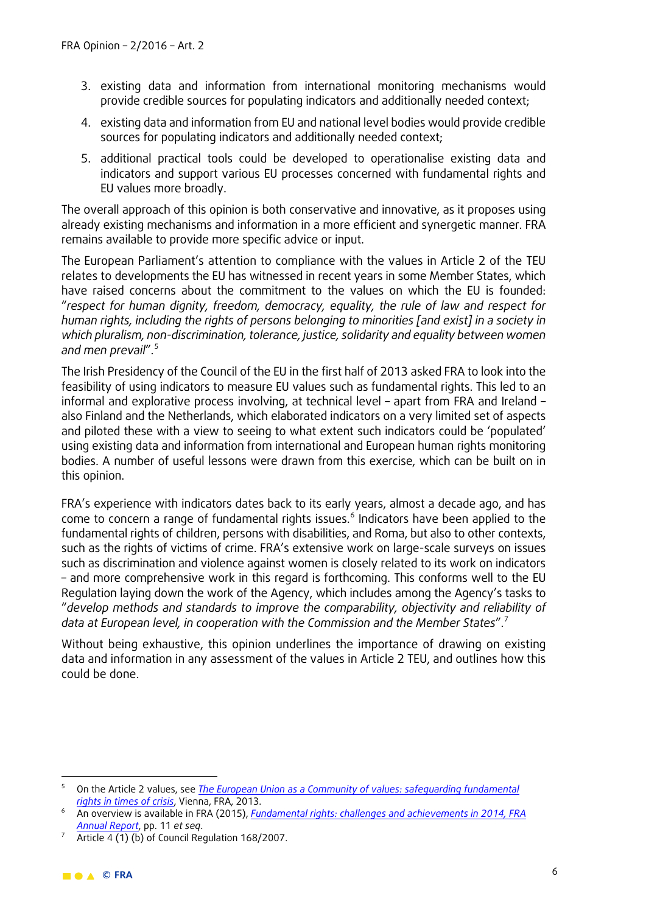3. existing data and information from international monitoring mechanisms would provide credible sources for populating indicators and additionally needed context;
4. existing data and information from EU and national level bodies would provide credible sources for populating indicators and additionally needed context;
5. additional practical tools could be developed to operationalise existing data and indicators and support various EU processes concerned with fundamental rights and EU values more broadly.

The overall approach of this opinion is both conservative and innovative, as it proposes using already existing mechanisms and information in a more efficient and synergetic manner. FRA remains available to provide more specific advice or input.

The European Parliament's attention to compliance with the values in Article 2 of the TEU relates to developments the EU has witnessed in recent years in some Member States, which have raised concerns about the commitment to the values on which the EU is founded: "*respect for human dignity, freedom, democracy, equality, the rule of law and respect for human rights, including the rights of persons belonging to minorities [and exist] in a society in which pluralism, non-discrimination, tolerance, justice, solidarity and equality between women and men prevail*".[5]

The Irish Presidency of the Council of the EU in the first half of 2013 asked FRA to look into the feasibility of using indicators to measure EU values such as fundamental rights. This led to an informal and explorative process involving, at technical level – apart from FRA and Ireland – also Finland and the Netherlands, which elaborated indicators on a very limited set of aspects and piloted these with a view to seeing to what extent such indicators could be 'populated' using existing data and information from international and European human rights monitoring bodies. A number of useful lessons were drawn from this exercise, which can be built on in this opinion.

FRA's experience with indicators dates back to its early years, almost a decade ago, and has come to concern a range of fundamental rights issues.[6] Indicators have been applied to the fundamental rights of children, persons with disabilities, and Roma, but also to other contexts, such as the rights of victims of crime. FRA's extensive work on large-scale surveys on issues such as discrimination and violence against women is closely related to its work on indicators – and more comprehensive work in this regard is forthcoming. This conforms well to the EU Regulation laying down the work of the Agency, which includes among the Agency's tasks to "*develop methods and standards to improve the comparability, objectivity and reliability of data at European level, in cooperation with the Commission and the Member States*".[7]

Without being exhaustive, this opinion underlines the importance of drawing on existing data and information in any assessment of the values in Article 2 TEU, and outlines how this could be done.

---

[5] On the Article 2 values, see *The European Union as a Community of values: safeguarding fundamental rights in times of crisis*, Vienna, FRA, 2013.

[6] An overview is available in FRA (2015), *Fundamental rights: challenges and achievements in 2014, FRA Annual Report*, pp. 11 *et seq*.

[7] Article 4 (1) (b) of Council Regulation 168/2007.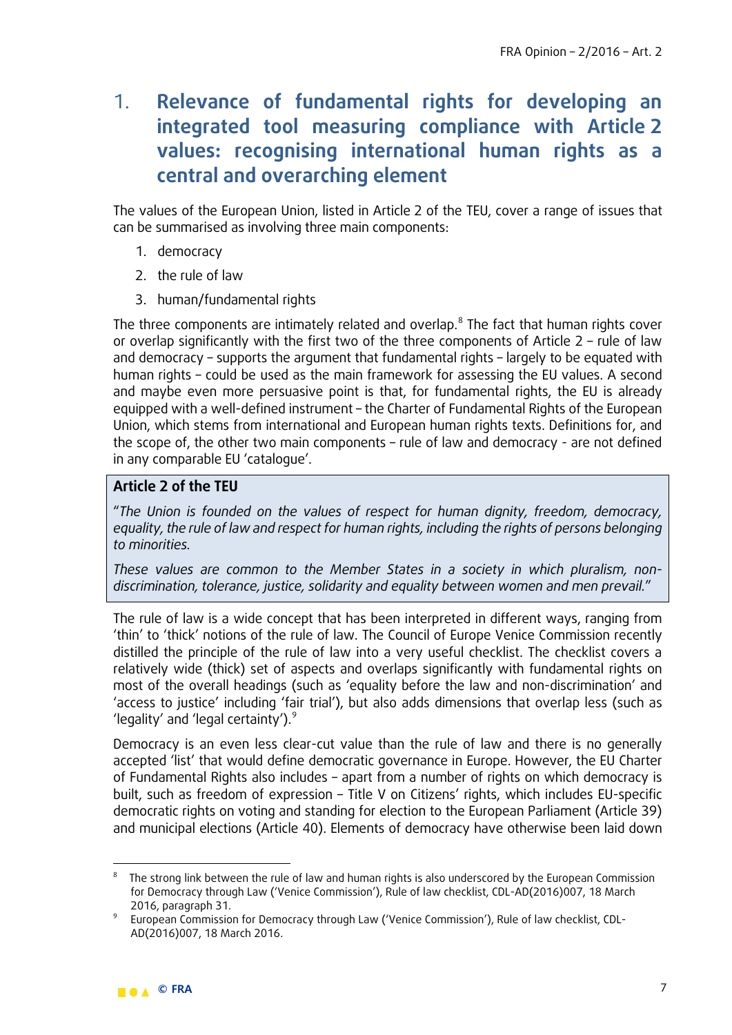## 1. Relevance of fundamental rights for developing an integrated tool measuring compliance with Article 2 values: recognising international human rights as a central and overarching element

The values of the European Union, listed in Article 2 of the TEU, cover a range of issues that can be summarised as involving three main components:

1. democracy
2. the rule of law
3. human/fundamental rights

The three components are intimately related and overlap.[8] The fact that human rights cover or overlap significantly with the first two of the three components of Article 2 – rule of law and democracy – supports the argument that fundamental rights – largely to be equated with human rights – could be used as the main framework for assessing the EU values. A second and maybe even more persuasive point is that, for fundamental rights, the EU is already equipped with a well-defined instrument – the Charter of Fundamental Rights of the European Union, which stems from international and European human rights texts. Definitions for, and the scope of, the other two main components – rule of law and democracy - are not defined in any comparable EU 'catalogue'.

> **Article 2 of the TEU**
>
> "*The Union is founded on the values of respect for human dignity, freedom, democracy, equality, the rule of law and respect for human rights, including the rights of persons belonging to minorities.*
>
> *These values are common to the Member States in a society in which pluralism, non-discrimination, tolerance, justice, solidarity and equality between women and men prevail.*"

The rule of law is a wide concept that has been interpreted in different ways, ranging from 'thin' to 'thick' notions of the rule of law. The Council of Europe Venice Commission recently distilled the principle of the rule of law into a very useful checklist. The checklist covers a relatively wide (thick) set of aspects and overlaps significantly with fundamental rights on most of the overall headings (such as 'equality before the law and non-discrimination' and 'access to justice' including 'fair trial'), but also adds dimensions that overlap less (such as 'legality' and 'legal certainty').[9]

Democracy is an even less clear-cut value than the rule of law and there is no generally accepted 'list' that would define democratic governance in Europe. However, the EU Charter of Fundamental Rights also includes – apart from a number of rights on which democracy is built, such as freedom of expression – Title V on Citizens' rights, which includes EU-specific democratic rights on voting and standing for election to the European Parliament (Article 39) and municipal elections (Article 40). Elements of democracy have otherwise been laid down

---

[8] The strong link between the rule of law and human rights is also underscored by the European Commission for Democracy through Law ('Venice Commission'), Rule of law checklist, CDL-AD(2016)007, 18 March 2016, paragraph 31.

[9] European Commission for Democracy through Law ('Venice Commission'), Rule of law checklist, CDL-AD(2016)007, 18 March 2016.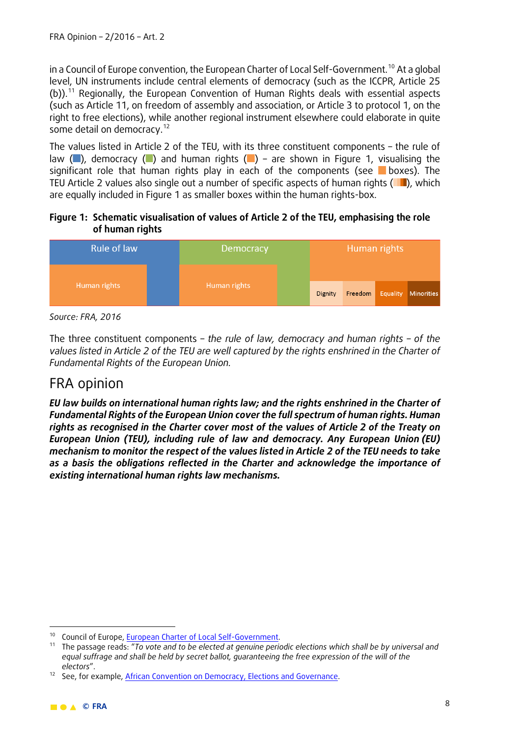in a Council of Europe convention, the European Charter of Local Self-Government.[10] At a global level, UN instruments include central elements of democracy (such as the ICCPR, Article 25 (b)).[11] Regionally, the European Convention of Human Rights deals with essential aspects (such as Article 11, on freedom of assembly and association, or Article 3 to protocol 1, on the right to free elections), while another regional instrument elsewhere could elaborate in quite some detail on democracy.[12]

The values listed in Article 2 of the TEU, with its three constituent components – the rule of law (■), democracy (■) and human rights (■) – are shown in Figure 1, visualising the significant role that human rights play in each of the components (see ■ boxes). The TEU Article 2 values also single out a number of specific aspects of human rights (■■■■), which are equally included in Figure 1 as smaller boxes within the human rights-box.

**Figure 1: Schematic visualisation of values of Article 2 of the TEU, emphasising the role of human rights**

| Rule of law | Democracy | Human rights |
|---|---|---|
| Human rights | Human rights | Dignity, Freedom, Equality, Minorities |

*Source: FRA, 2016*

The three constituent components – *the rule of law, democracy and human rights – of the values listed in Article 2 of the TEU are well captured by the rights enshrined in the Charter of Fundamental Rights of the European Union.*

## FRA opinion

***EU law builds on international human rights law; and the rights enshrined in the Charter of Fundamental Rights of the European Union cover the full spectrum of human rights. Human rights as recognised in the Charter cover most of the values of Article 2 of the Treaty on European Union (TEU), including rule of law and democracy. Any European Union (EU) mechanism to monitor the respect of the values listed in Article 2 of the TEU needs to take as a basis the obligations reflected in the Charter and acknowledge the importance of existing international human rights law mechanisms.***

---

[10] Council of Europe, European Charter of Local Self-Government.

[11] The passage reads: "*To vote and to be elected at genuine periodic elections which shall be by universal and equal suffrage and shall be held by secret ballot, guaranteeing the free expression of the will of the electors*".

[12] See, for example, African Convention on Democracy, Elections and Governance.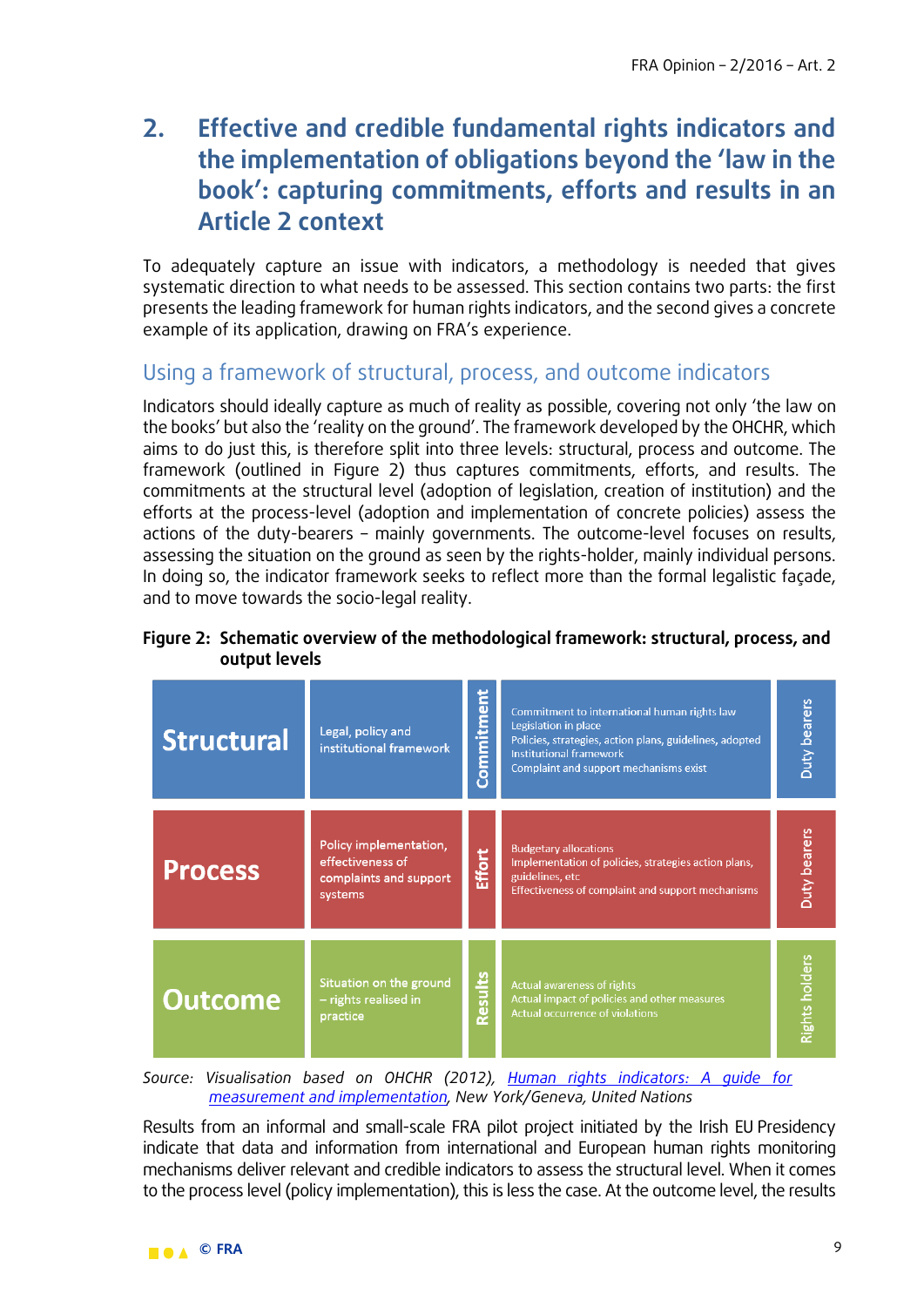## 2. Effective and credible fundamental rights indicators and the implementation of obligations beyond the 'law in the book': capturing commitments, efforts and results in an Article 2 context

To adequately capture an issue with indicators, a methodology is needed that gives systematic direction to what needs to be assessed. This section contains two parts: the first presents the leading framework for human rights indicators, and the second gives a concrete example of its application, drawing on FRA's experience.

### Using a framework of structural, process, and outcome indicators

Indicators should ideally capture as much of reality as possible, covering not only 'the law on the books' but also the 'reality on the ground'. The framework developed by the OHCHR, which aims to do just this, is therefore split into three levels: structural, process and outcome. The framework (outlined in Figure 2) thus captures commitments, efforts, and results. The commitments at the structural level (adoption of legislation, creation of institution) and the efforts at the process-level (adoption and implementation of concrete policies) assess the actions of the duty-bearers – mainly governments. The outcome-level focuses on results, assessing the situation on the ground as seen by the rights-holder, mainly individual persons. In doing so, the indicator framework seeks to reflect more than the formal legalistic façade, and to move towards the socio-legal reality.

**Figure 2: Schematic overview of the methodological framework: structural, process, and output levels**

| Level | Focus | Dimension | Examples | Actors |
|---|---|---|---|---|
| **Structural** | Legal, policy and institutional framework | Commitment | Commitment to international human rights law<br>Legislation in place<br>Policies, strategies, action plans, guidelines, adopted<br>Institutional framework<br>Complaint and support mechanisms exist | Duty bearers |
| **Process** | Policy implementation, effectiveness of complaints and support systems | Effort | Budgetary allocations<br>Implementation of policies, strategies action plans, guidelines, etc<br>Effectiveness of complaint and support mechanisms | Duty bearers |
| **Outcome** | Situation on the ground – rights realised in practice | Results | Actual awareness of rights<br>Actual impact of policies and other measures<br>Actual occurrence of violations | Rights holders |

*Source: Visualisation based on OHCHR (2012), Human rights indicators: A guide for measurement and implementation, New York/Geneva, United Nations*

Results from an informal and small-scale FRA pilot project initiated by the Irish EU Presidency indicate that data and information from international and European human rights monitoring mechanisms deliver relevant and credible indicators to assess the structural level. When it comes to the process level (policy implementation), this is less the case. At the outcome level, the results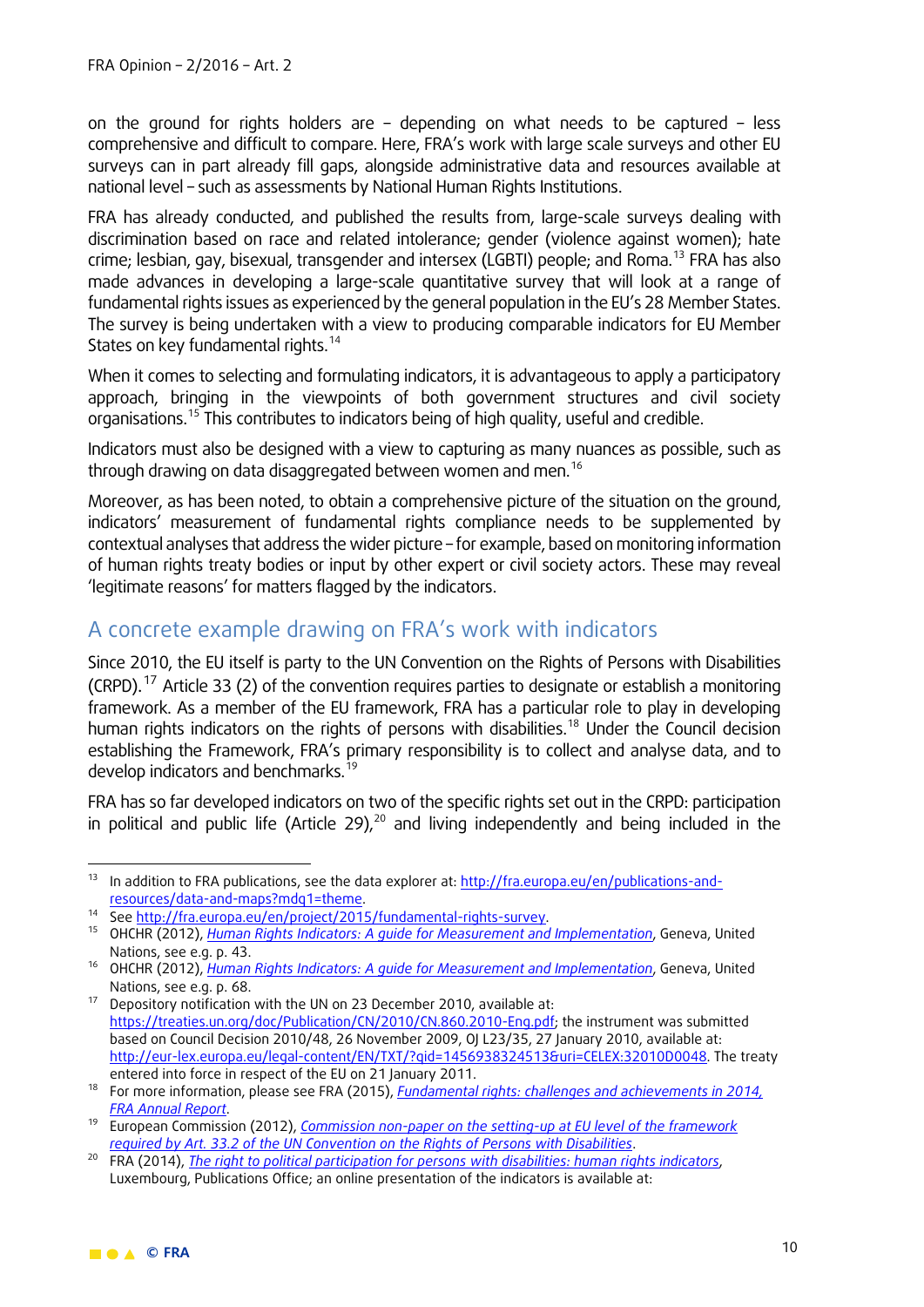on the ground for rights holders are – depending on what needs to be captured – less comprehensive and difficult to compare. Here, FRA's work with large scale surveys and other EU surveys can in part already fill gaps, alongside administrative data and resources available at national level – such as assessments by National Human Rights Institutions.

FRA has already conducted, and published the results from, large-scale surveys dealing with discrimination based on race and related intolerance; gender (violence against women); hate crime; lesbian, gay, bisexual, transgender and intersex (LGBTI) people; and Roma.[13] FRA has also made advances in developing a large-scale quantitative survey that will look at a range of fundamental rights issues as experienced by the general population in the EU's 28 Member States. The survey is being undertaken with a view to producing comparable indicators for EU Member States on key fundamental rights.[14]

When it comes to selecting and formulating indicators, it is advantageous to apply a participatory approach, bringing in the viewpoints of both government structures and civil society organisations.[15] This contributes to indicators being of high quality, useful and credible.

Indicators must also be designed with a view to capturing as many nuances as possible, such as through drawing on data disaggregated between women and men.[16]

Moreover, as has been noted, to obtain a comprehensive picture of the situation on the ground, indicators' measurement of fundamental rights compliance needs to be supplemented by contextual analyses that address the wider picture – for example, based on monitoring information of human rights treaty bodies or input by other expert or civil society actors. These may reveal 'legitimate reasons' for matters flagged by the indicators.

## A concrete example drawing on FRA's work with indicators

Since 2010, the EU itself is party to the UN Convention on the Rights of Persons with Disabilities (CRPD).[17] Article 33 (2) of the convention requires parties to designate or establish a monitoring framework. As a member of the EU framework, FRA has a particular role to play in developing human rights indicators on the rights of persons with disabilities.[18] Under the Council decision establishing the Framework, FRA's primary responsibility is to collect and analyse data, and to develop indicators and benchmarks.[19]

FRA has so far developed indicators on two of the specific rights set out in the CRPD: participation in political and public life (Article 29),[20] and living independently and being included in the

---

[13] In addition to FRA publications, see the data explorer at: http://fra.europa.eu/en/publications-and-resources/data-and-maps?mdq1=theme.

[14] See http://fra.europa.eu/en/project/2015/fundamental-rights-survey.

[15] OHCHR (2012), *Human Rights Indicators: A guide for Measurement and Implementation*, Geneva, United Nations, see e.g. p. 43.

[16] OHCHR (2012), *Human Rights Indicators: A guide for Measurement and Implementation*, Geneva, United Nations, see e.g. p. 68.

[17] Depository notification with the UN on 23 December 2010, available at: https://treaties.un.org/doc/Publication/CN/2010/CN.860.2010-Eng.pdf; the instrument was submitted based on Council Decision 2010/48, 26 November 2009, OJ L23/35, 27 January 2010, available at: http://eur-lex.europa.eu/legal-content/EN/TXT/?qid=1456938324513&uri=CELEX:32010D0048. The treaty entered into force in respect of the EU on 21 January 2011.

[18] For more information, please see FRA (2015), *Fundamental rights: challenges and achievements in 2014, FRA Annual Report*.

[19] European Commission (2012), *Commission non-paper on the setting-up at EU level of the framework required by Art. 33.2 of the UN Convention on the Rights of Persons with Disabilities*.

[20] FRA (2014), *The right to political participation for persons with disabilities: human rights indicators*, Luxembourg, Publications Office; an online presentation of the indicators is available at: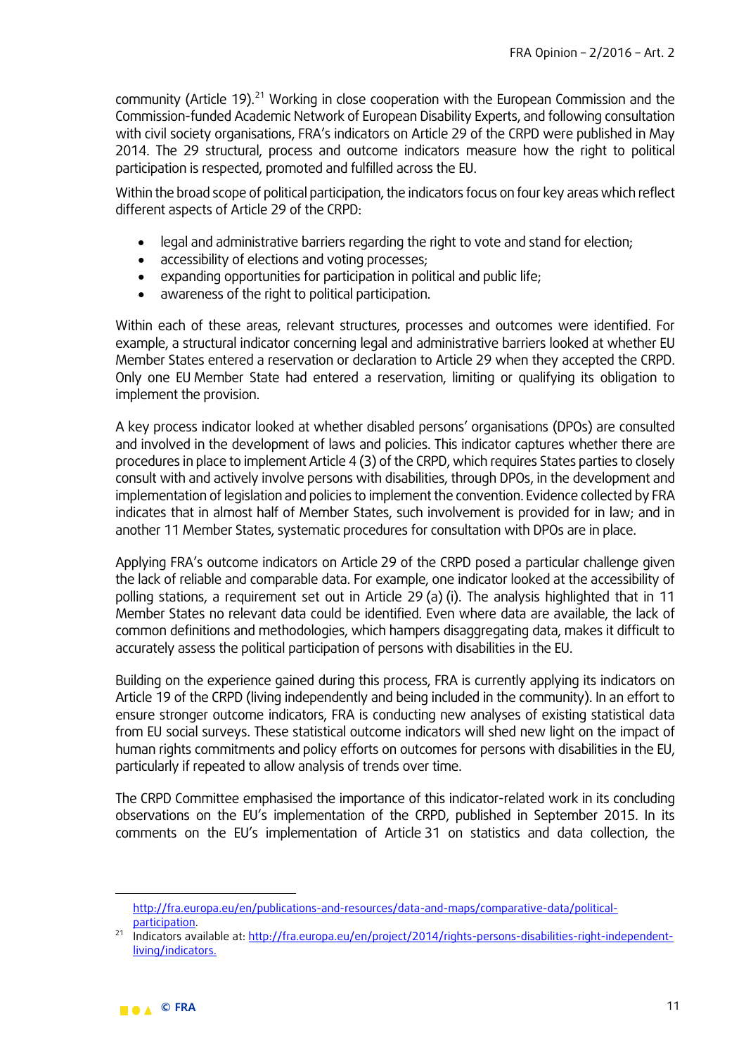community (Article 19).[21] Working in close cooperation with the European Commission and the Commission-funded Academic Network of European Disability Experts, and following consultation with civil society organisations, FRA's indicators on Article 29 of the CRPD were published in May 2014. The 29 structural, process and outcome indicators measure how the right to political participation is respected, promoted and fulfilled across the EU.

Within the broad scope of political participation, the indicators focus on four key areas which reflect different aspects of Article 29 of the CRPD:

- legal and administrative barriers regarding the right to vote and stand for election;
- accessibility of elections and voting processes;
- expanding opportunities for participation in political and public life;
- awareness of the right to political participation.

Within each of these areas, relevant structures, processes and outcomes were identified. For example, a structural indicator concerning legal and administrative barriers looked at whether EU Member States entered a reservation or declaration to Article 29 when they accepted the CRPD. Only one EU Member State had entered a reservation, limiting or qualifying its obligation to implement the provision.

A key process indicator looked at whether disabled persons' organisations (DPOs) are consulted and involved in the development of laws and policies. This indicator captures whether there are procedures in place to implement Article 4 (3) of the CRPD, which requires States parties to closely consult with and actively involve persons with disabilities, through DPOs, in the development and implementation of legislation and policies to implement the convention. Evidence collected by FRA indicates that in almost half of Member States, such involvement is provided for in law; and in another 11 Member States, systematic procedures for consultation with DPOs are in place.

Applying FRA's outcome indicators on Article 29 of the CRPD posed a particular challenge given the lack of reliable and comparable data. For example, one indicator looked at the accessibility of polling stations, a requirement set out in Article 29 (a) (i). The analysis highlighted that in 11 Member States no relevant data could be identified. Even where data are available, the lack of common definitions and methodologies, which hampers disaggregating data, makes it difficult to accurately assess the political participation of persons with disabilities in the EU.

Building on the experience gained during this process, FRA is currently applying its indicators on Article 19 of the CRPD (living independently and being included in the community). In an effort to ensure stronger outcome indicators, FRA is conducting new analyses of existing statistical data from EU social surveys. These statistical outcome indicators will shed new light on the impact of human rights commitments and policy efforts on outcomes for persons with disabilities in the EU, particularly if repeated to allow analysis of trends over time.

The CRPD Committee emphasised the importance of this indicator-related work in its concluding observations on the EU's implementation of the CRPD, published in September 2015. In its comments on the EU's implementation of Article 31 on statistics and data collection, the

---

http://fra.europa.eu/en/publications-and-resources/data-and-maps/comparative-data/political-participation.

[21] Indicators available at: http://fra.europa.eu/en/project/2014/rights-persons-disabilities-right-independent-living/indicators.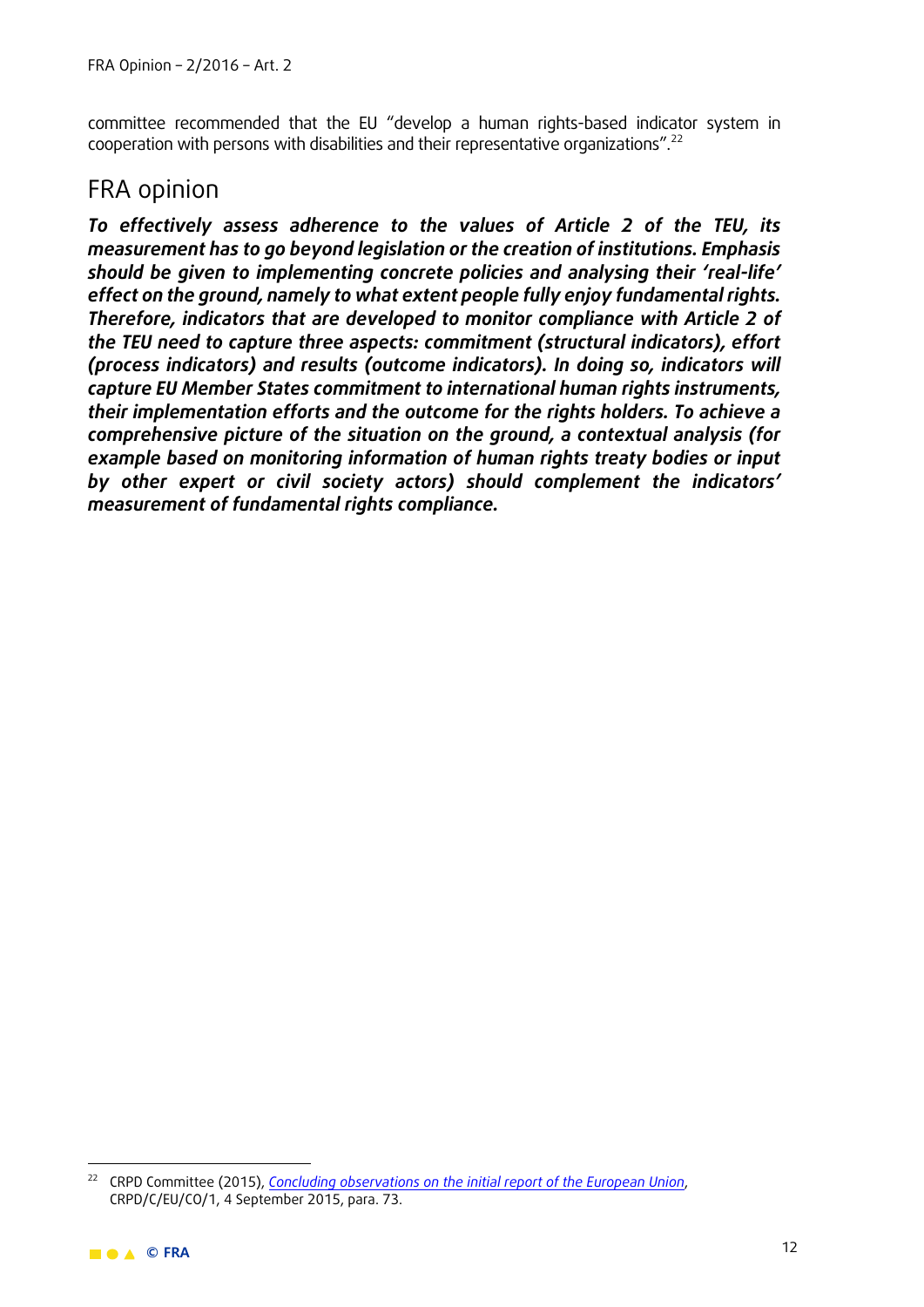committee recommended that the EU "develop a human rights-based indicator system in cooperation with persons with disabilities and their representative organizations".[22]

## FRA opinion

***To effectively assess adherence to the values of Article 2 of the TEU, its measurement has to go beyond legislation or the creation of institutions. Emphasis should be given to implementing concrete policies and analysing their 'real-life' effect on the ground, namely to what extent people fully enjoy fundamental rights. Therefore, indicators that are developed to monitor compliance with Article 2 of the TEU need to capture three aspects: commitment (structural indicators), effort (process indicators) and results (outcome indicators). In doing so, indicators will capture EU Member States commitment to international human rights instruments, their implementation efforts and the outcome for the rights holders. To achieve a comprehensive picture of the situation on the ground, a contextual analysis (for example based on monitoring information of human rights treaty bodies or input by other expert or civil society actors) should complement the indicators' measurement of fundamental rights compliance.***

[22] CRPD Committee (2015), *Concluding observations on the initial report of the European Union*, CRPD/C/EU/CO/1, 4 September 2015, para. 73.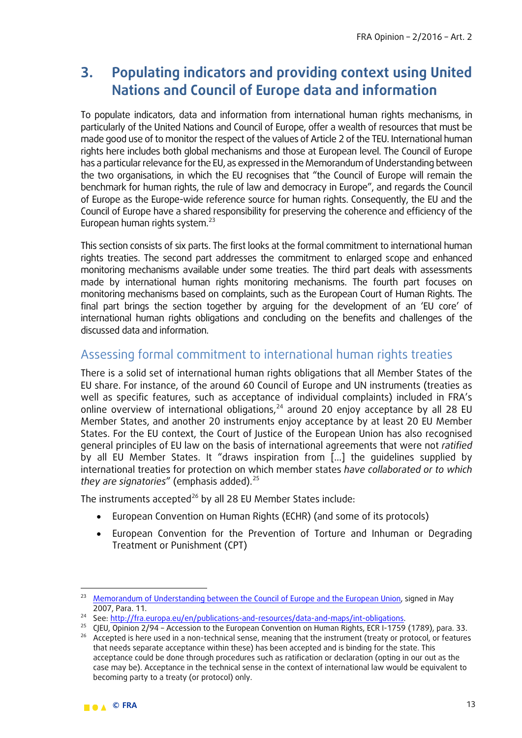## 3. Populating indicators and providing context using United Nations and Council of Europe data and information

To populate indicators, data and information from international human rights mechanisms, in particularly of the United Nations and Council of Europe, offer a wealth of resources that must be made good use of to monitor the respect of the values of Article 2 of the TEU. International human rights here includes both global mechanisms and those at European level. The Council of Europe has a particular relevance for the EU, as expressed in the Memorandum of Understanding between the two organisations, in which the EU recognises that "the Council of Europe will remain the benchmark for human rights, the rule of law and democracy in Europe", and regards the Council of Europe as the Europe-wide reference source for human rights. Consequently, the EU and the Council of Europe have a shared responsibility for preserving the coherence and efficiency of the European human rights system.[23]

This section consists of six parts. The first looks at the formal commitment to international human rights treaties. The second part addresses the commitment to enlarged scope and enhanced monitoring mechanisms available under some treaties. The third part deals with assessments made by international human rights monitoring mechanisms. The fourth part focuses on monitoring mechanisms based on complaints, such as the European Court of Human Rights. The final part brings the section together by arguing for the development of an 'EU core' of international human rights obligations and concluding on the benefits and challenges of the discussed data and information.

### Assessing formal commitment to international human rights treaties

There is a solid set of international human rights obligations that all Member States of the EU share. For instance, of the around 60 Council of Europe and UN instruments (treaties as well as specific features, such as acceptance of individual complaints) included in FRA's online overview of international obligations,[24] around 20 enjoy acceptance by all 28 EU Member States, and another 20 instruments enjoy acceptance by at least 20 EU Member States. For the EU context, the Court of Justice of the European Union has also recognised general principles of EU law on the basis of international agreements that were not *ratified* by all EU Member States. It "draws inspiration from [...] the guidelines supplied by international treaties for protection on which member states *have collaborated or to which they are signatories*" (emphasis added).[25]

The instruments accepted[26] by all 28 EU Member States include:

- European Convention on Human Rights (ECHR) (and some of its protocols)
- European Convention for the Prevention of Torture and Inhuman or Degrading Treatment or Punishment (CPT)

---

[23] Memorandum of Understanding between the Council of Europe and the European Union, signed in May 2007, Para. 11.

[24] See: http://fra.europa.eu/en/publications-and-resources/data-and-maps/int-obligations.

[25] CJEU, Opinion 2/94 – Accession to the European Convention on Human Rights, ECR I-1759 (1789), para. 33.

[26] Accepted is here used in a non-technical sense, meaning that the instrument (treaty or protocol, or features that needs separate acceptance within these) has been accepted and is binding for the state. This acceptance could be done through procedures such as ratification or declaration (opting in our out as the case may be). Acceptance in the technical sense in the context of international law would be equivalent to becoming party to a treaty (or protocol) only.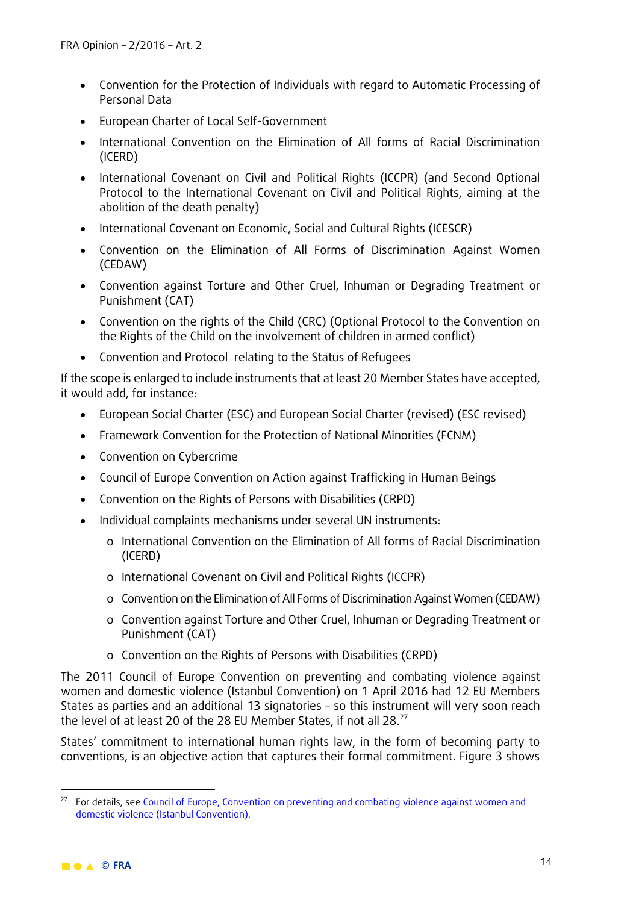- Convention for the Protection of Individuals with regard to Automatic Processing of Personal Data
- European Charter of Local Self-Government
- International Convention on the Elimination of All forms of Racial Discrimination (ICERD)
- International Covenant on Civil and Political Rights (ICCPR) (and Second Optional Protocol to the International Covenant on Civil and Political Rights, aiming at the abolition of the death penalty)
- International Covenant on Economic, Social and Cultural Rights (ICESCR)
- Convention on the Elimination of All Forms of Discrimination Against Women (CEDAW)
- Convention against Torture and Other Cruel, Inhuman or Degrading Treatment or Punishment (CAT)
- Convention on the rights of the Child (CRC) (Optional Protocol to the Convention on the Rights of the Child on the involvement of children in armed conflict)
- Convention and Protocol relating to the Status of Refugees

If the scope is enlarged to include instruments that at least 20 Member States have accepted, it would add, for instance:

- European Social Charter (ESC) and European Social Charter (revised) (ESC revised)
- Framework Convention for the Protection of National Minorities (FCNM)
- Convention on Cybercrime
- Council of Europe Convention on Action against Trafficking in Human Beings
- Convention on the Rights of Persons with Disabilities (CRPD)
- Individual complaints mechanisms under several UN instruments:
  - International Convention on the Elimination of All forms of Racial Discrimination (ICERD)
  - International Covenant on Civil and Political Rights (ICCPR)
  - Convention on the Elimination of All Forms of Discrimination Against Women (CEDAW)
  - Convention against Torture and Other Cruel, Inhuman or Degrading Treatment or Punishment (CAT)
  - Convention on the Rights of Persons with Disabilities (CRPD)

The 2011 Council of Europe Convention on preventing and combating violence against women and domestic violence (Istanbul Convention) on 1 April 2016 had 12 EU Members States as parties and an additional 13 signatories – so this instrument will very soon reach the level of at least 20 of the 28 EU Member States, if not all 28.[27]

States' commitment to international human rights law, in the form of becoming party to conventions, is an objective action that captures their formal commitment. Figure 3 shows

[27] For details, see Council of Europe, Convention on preventing and combating violence against women and domestic violence (Istanbul Convention).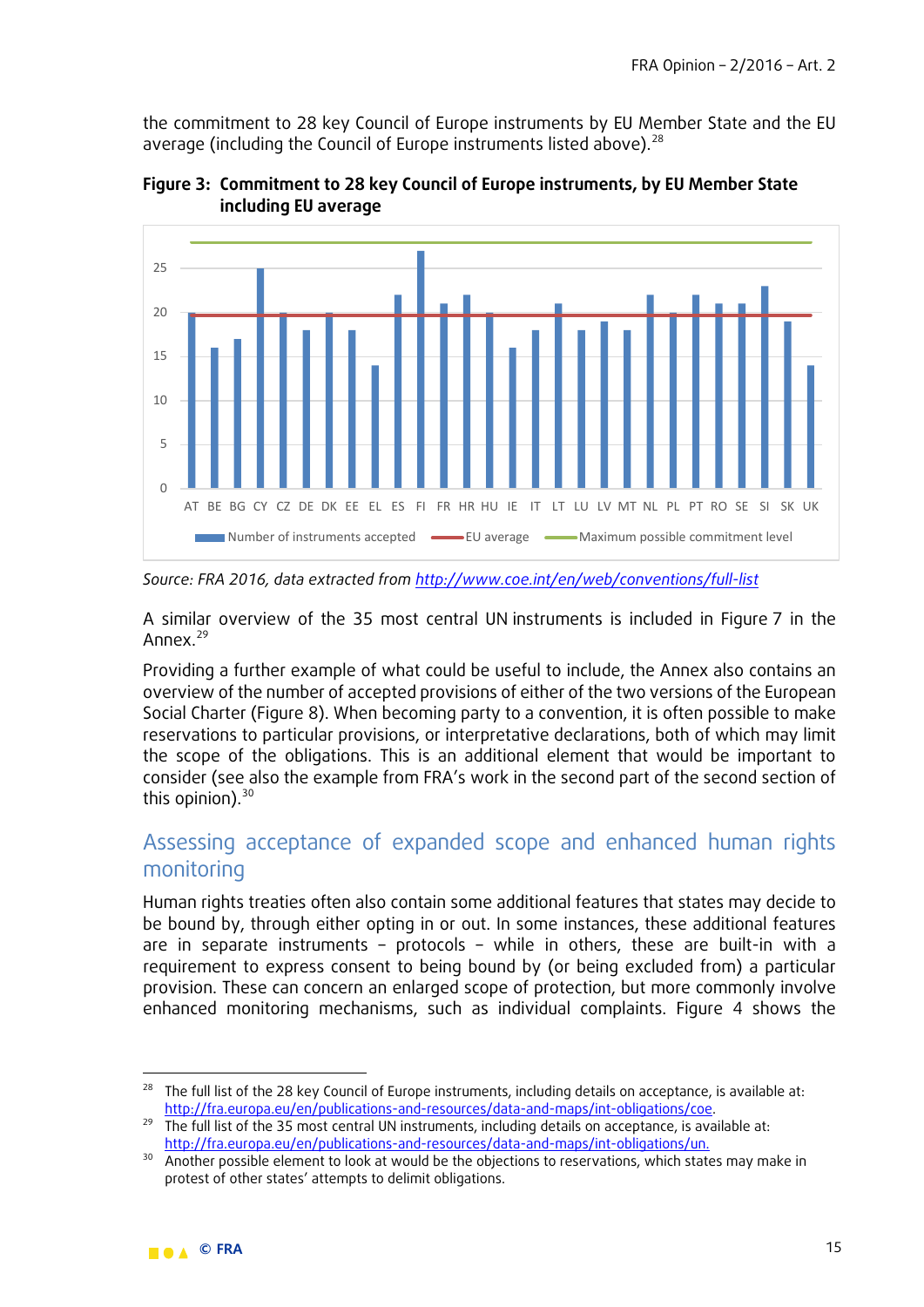the commitment to 28 key Council of Europe instruments by EU Member State and the EU average (including the Council of Europe instruments listed above).[28]

**Figure 3: Commitment to 28 key Council of Europe instruments, by EU Member State including EU average**

Source: FRA 2016, data extracted from http://www.coe.int/en/web/conventions/full-list

A similar overview of the 35 most central UN instruments is included in Figure 7 in the Annex.[29]

Providing a further example of what could be useful to include, the Annex also contains an overview of the number of accepted provisions of either of the two versions of the European Social Charter (Figure 8). When becoming party to a convention, it is often possible to make reservations to particular provisions, or interpretative declarations, both of which may limit the scope of the obligations. This is an additional element that would be important to consider (see also the example from FRA's work in the second part of the second section of this opinion).[30]

## Assessing acceptance of expanded scope and enhanced human rights monitoring

Human rights treaties often also contain some additional features that states may decide to be bound by, through either opting in or out. In some instances, these additional features are in separate instruments – protocols – while in others, these are built-in with a requirement to express consent to being bound by (or being excluded from) a particular provision. These can concern an enlarged scope of protection, but more commonly involve enhanced monitoring mechanisms, such as individual complaints. Figure 4 shows the

---

[28] The full list of the 28 key Council of Europe instruments, including details on acceptance, is available at: http://fra.europa.eu/en/publications-and-resources/data-and-maps/int-obligations/coe.

[29] The full list of the 35 most central UN instruments, including details on acceptance, is available at: http://fra.europa.eu/en/publications-and-resources/data-and-maps/int-obligations/un.

[30] Another possible element to look at would be the objections to reservations, which states may make in protest of other states' attempts to delimit obligations.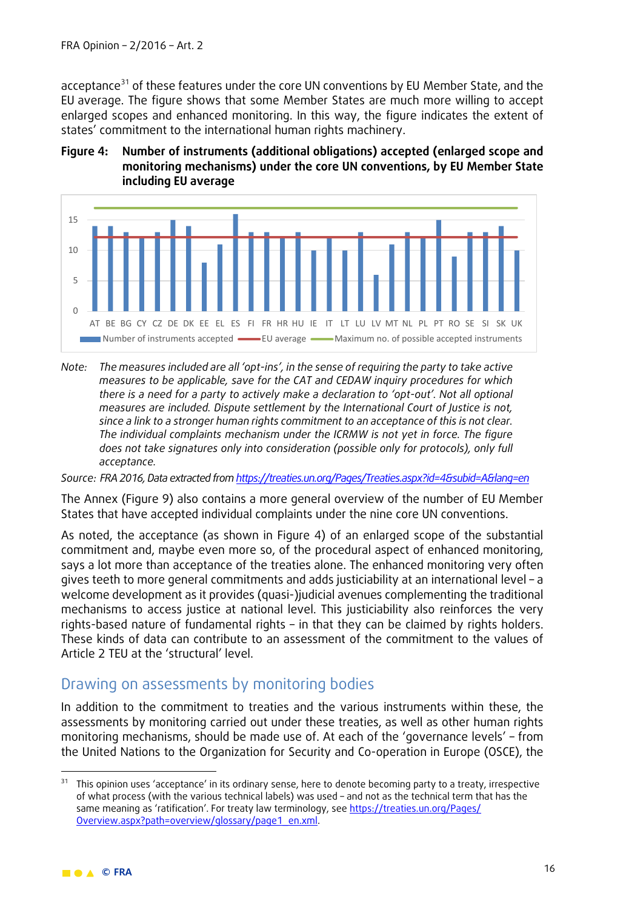acceptance[31] of these features under the core UN conventions by EU Member State, and the EU average. The figure shows that some Member States are much more willing to accept enlarged scopes and enhanced monitoring. In this way, the figure indicates the extent of states' commitment to the international human rights machinery.

**Figure 4: Number of instruments (additional obligations) accepted (enlarged scope and monitoring mechanisms) under the core UN conventions, by EU Member State including EU average**

Note: *The measures included are all 'opt-ins', in the sense of requiring the party to take active measures to be applicable, save for the CAT and CEDAW inquiry procedures for which there is a need for a party to actively make a declaration to 'opt-out'. Not all optional measures are included. Dispute settlement by the International Court of Justice is not, since a link to a stronger human rights commitment to an acceptance of this is not clear. The individual complaints mechanism under the ICRMW is not yet in force. The figure does not take signatures only into consideration (possible only for protocols), only full acceptance.*

Source: *FRA 2016, Data extracted from https://treaties.un.org/Pages/Treaties.aspx?id=4&subid=A&lang=en*

The Annex (Figure 9) also contains a more general overview of the number of EU Member States that have accepted individual complaints under the nine core UN conventions.

As noted, the acceptance (as shown in Figure 4) of an enlarged scope of the substantial commitment and, maybe even more so, of the procedural aspect of enhanced monitoring, says a lot more than acceptance of the treaties alone. The enhanced monitoring very often gives teeth to more general commitments and adds justiciability at an international level – a welcome development as it provides (quasi-)judicial avenues complementing the traditional mechanisms to access justice at national level. This justiciability also reinforces the very rights-based nature of fundamental rights – in that they can be claimed by rights holders. These kinds of data can contribute to an assessment of the commitment to the values of Article 2 TEU at the 'structural' level.

## Drawing on assessments by monitoring bodies

In addition to the commitment to treaties and the various instruments within these, the assessments by monitoring carried out under these treaties, as well as other human rights monitoring mechanisms, should be made use of. At each of the 'governance levels' – from the United Nations to the Organization for Security and Co-operation in Europe (OSCE), the

[31] This opinion uses 'acceptance' in its ordinary sense, here to denote becoming party to a treaty, irrespective of what process (with the various technical labels) was used – and not as the technical term that has the same meaning as 'ratification'. For treaty law terminology, see https://treaties.un.org/Pages/Overview.aspx?path=overview/glossary/page1_en.xml.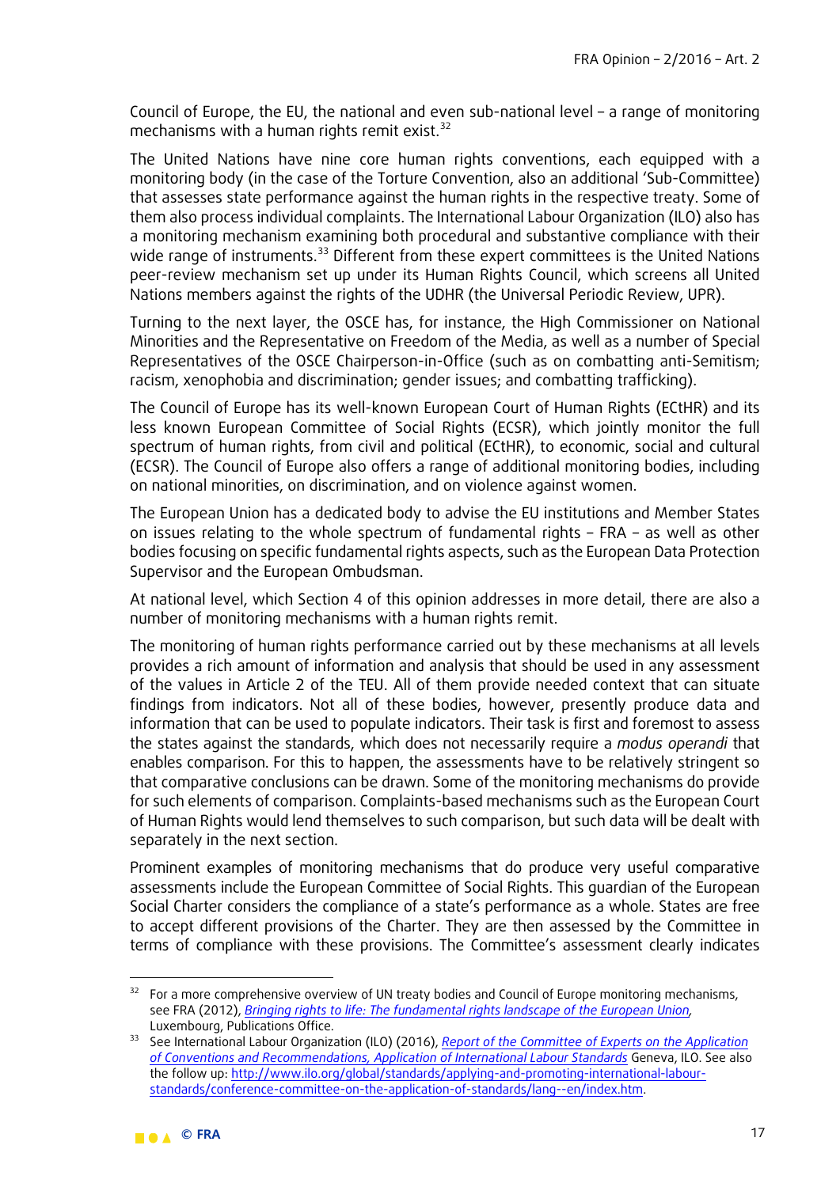Council of Europe, the EU, the national and even sub-national level – a range of monitoring mechanisms with a human rights remit exist.[32]

The United Nations have nine core human rights conventions, each equipped with a monitoring body (in the case of the Torture Convention, also an additional 'Sub-Committee) that assesses state performance against the human rights in the respective treaty. Some of them also process individual complaints. The International Labour Organization (ILO) also has a monitoring mechanism examining both procedural and substantive compliance with their wide range of instruments.[33] Different from these expert committees is the United Nations peer-review mechanism set up under its Human Rights Council, which screens all United Nations members against the rights of the UDHR (the Universal Periodic Review, UPR).

Turning to the next layer, the OSCE has, for instance, the High Commissioner on National Minorities and the Representative on Freedom of the Media, as well as a number of Special Representatives of the OSCE Chairperson-in-Office (such as on combatting anti-Semitism; racism, xenophobia and discrimination; gender issues; and combatting trafficking).

The Council of Europe has its well-known European Court of Human Rights (ECtHR) and its less known European Committee of Social Rights (ECSR), which jointly monitor the full spectrum of human rights, from civil and political (ECtHR), to economic, social and cultural (ECSR). The Council of Europe also offers a range of additional monitoring bodies, including on national minorities, on discrimination, and on violence against women.

The European Union has a dedicated body to advise the EU institutions and Member States on issues relating to the whole spectrum of fundamental rights – FRA – as well as other bodies focusing on specific fundamental rights aspects, such as the European Data Protection Supervisor and the European Ombudsman.

At national level, which Section 4 of this opinion addresses in more detail, there are also a number of monitoring mechanisms with a human rights remit.

The monitoring of human rights performance carried out by these mechanisms at all levels provides a rich amount of information and analysis that should be used in any assessment of the values in Article 2 of the TEU. All of them provide needed context that can situate findings from indicators. Not all of these bodies, however, presently produce data and information that can be used to populate indicators. Their task is first and foremost to assess the states against the standards, which does not necessarily require a *modus operandi* that enables comparison. For this to happen, the assessments have to be relatively stringent so that comparative conclusions can be drawn. Some of the monitoring mechanisms do provide for such elements of comparison. Complaints-based mechanisms such as the European Court of Human Rights would lend themselves to such comparison, but such data will be dealt with separately in the next section.

Prominent examples of monitoring mechanisms that do produce very useful comparative assessments include the European Committee of Social Rights. This guardian of the European Social Charter considers the compliance of a state's performance as a whole. States are free to accept different provisions of the Charter. They are then assessed by the Committee in terms of compliance with these provisions. The Committee's assessment clearly indicates

---

[32] For a more comprehensive overview of UN treaty bodies and Council of Europe monitoring mechanisms, see FRA (2012), *Bringing rights to life: The fundamental rights landscape of the European Union*, Luxembourg, Publications Office.

[33] See International Labour Organization (ILO) (2016), *Report of the Committee of Experts on the Application of Conventions and Recommendations, Application of International Labour Standards* Geneva, ILO. See also the follow up: http://www.ilo.org/global/standards/applying-and-promoting-international-labour-standards/conference-committee-on-the-application-of-standards/lang--en/index.htm.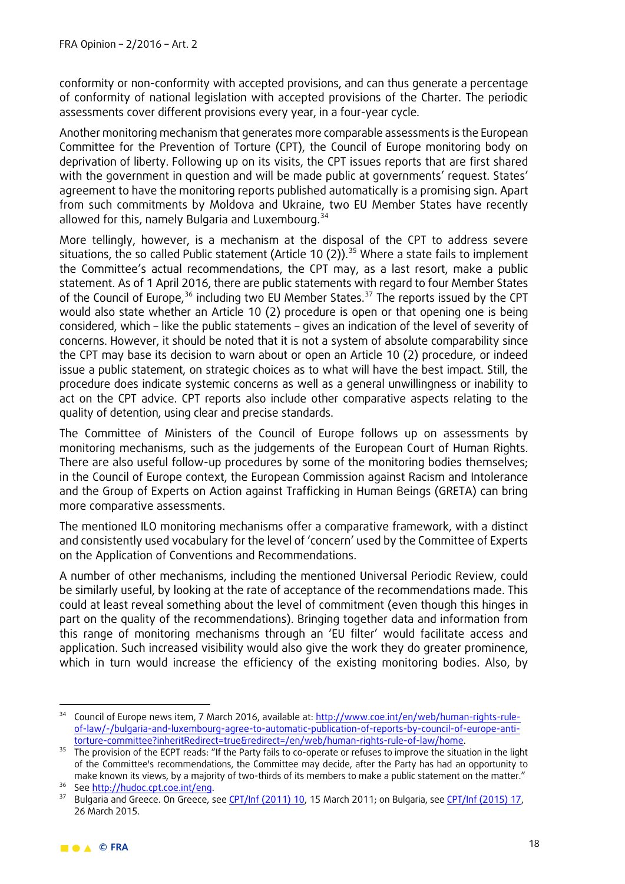conformity or non-conformity with accepted provisions, and can thus generate a percentage of conformity of national legislation with accepted provisions of the Charter. The periodic assessments cover different provisions every year, in a four-year cycle.

Another monitoring mechanism that generates more comparable assessments is the European Committee for the Prevention of Torture (CPT), the Council of Europe monitoring body on deprivation of liberty. Following up on its visits, the CPT issues reports that are first shared with the government in question and will be made public at governments' request. States' agreement to have the monitoring reports published automatically is a promising sign. Apart from such commitments by Moldova and Ukraine, two EU Member States have recently allowed for this, namely Bulgaria and Luxembourg.[34]

More tellingly, however, is a mechanism at the disposal of the CPT to address severe situations, the so called Public statement (Article 10 (2)).[35] Where a state fails to implement the Committee's actual recommendations, the CPT may, as a last resort, make a public statement. As of 1 April 2016, there are public statements with regard to four Member States of the Council of Europe,[36] including two EU Member States.[37] The reports issued by the CPT would also state whether an Article 10 (2) procedure is open or that opening one is being considered, which – like the public statements – gives an indication of the level of severity of concerns. However, it should be noted that it is not a system of absolute comparability since the CPT may base its decision to warn about or open an Article 10 (2) procedure, or indeed issue a public statement, on strategic choices as to what will have the best impact. Still, the procedure does indicate systemic concerns as well as a general unwillingness or inability to act on the CPT advice. CPT reports also include other comparative aspects relating to the quality of detention, using clear and precise standards.

The Committee of Ministers of the Council of Europe follows up on assessments by monitoring mechanisms, such as the judgements of the European Court of Human Rights. There are also useful follow-up procedures by some of the monitoring bodies themselves; in the Council of Europe context, the European Commission against Racism and Intolerance and the Group of Experts on Action against Trafficking in Human Beings (GRETA) can bring more comparative assessments.

The mentioned ILO monitoring mechanisms offer a comparative framework, with a distinct and consistently used vocabulary for the level of 'concern' used by the Committee of Experts on the Application of Conventions and Recommendations.

A number of other mechanisms, including the mentioned Universal Periodic Review, could be similarly useful, by looking at the rate of acceptance of the recommendations made. This could at least reveal something about the level of commitment (even though this hinges in part on the quality of the recommendations). Bringing together data and information from this range of monitoring mechanisms through an 'EU filter' would facilitate access and application. Such increased visibility would also give the work they do greater prominence, which in turn would increase the efficiency of the existing monitoring bodies. Also, by

---

[34] Council of Europe news item, 7 March 2016, available at: http://www.coe.int/en/web/human-rights-rule-of-law/-/bulgaria-and-luxembourg-agree-to-automatic-publication-of-reports-by-council-of-europe-anti-torture-committee?inheritRedirect=true&redirect=/en/web/human-rights-rule-of-law/home.

[35] The provision of the ECPT reads: "If the Party fails to co-operate or refuses to improve the situation in the light of the Committee's recommendations, the Committee may decide, after the Party has had an opportunity to make known its views, by a majority of two-thirds of its members to make a public statement on the matter."

[36] See http://hudoc.cpt.coe.int/eng.

[37] Bulgaria and Greece. On Greece, see CPT/Inf (2011) 10, 15 March 2011; on Bulgaria, see CPT/Inf (2015) 17, 26 March 2015.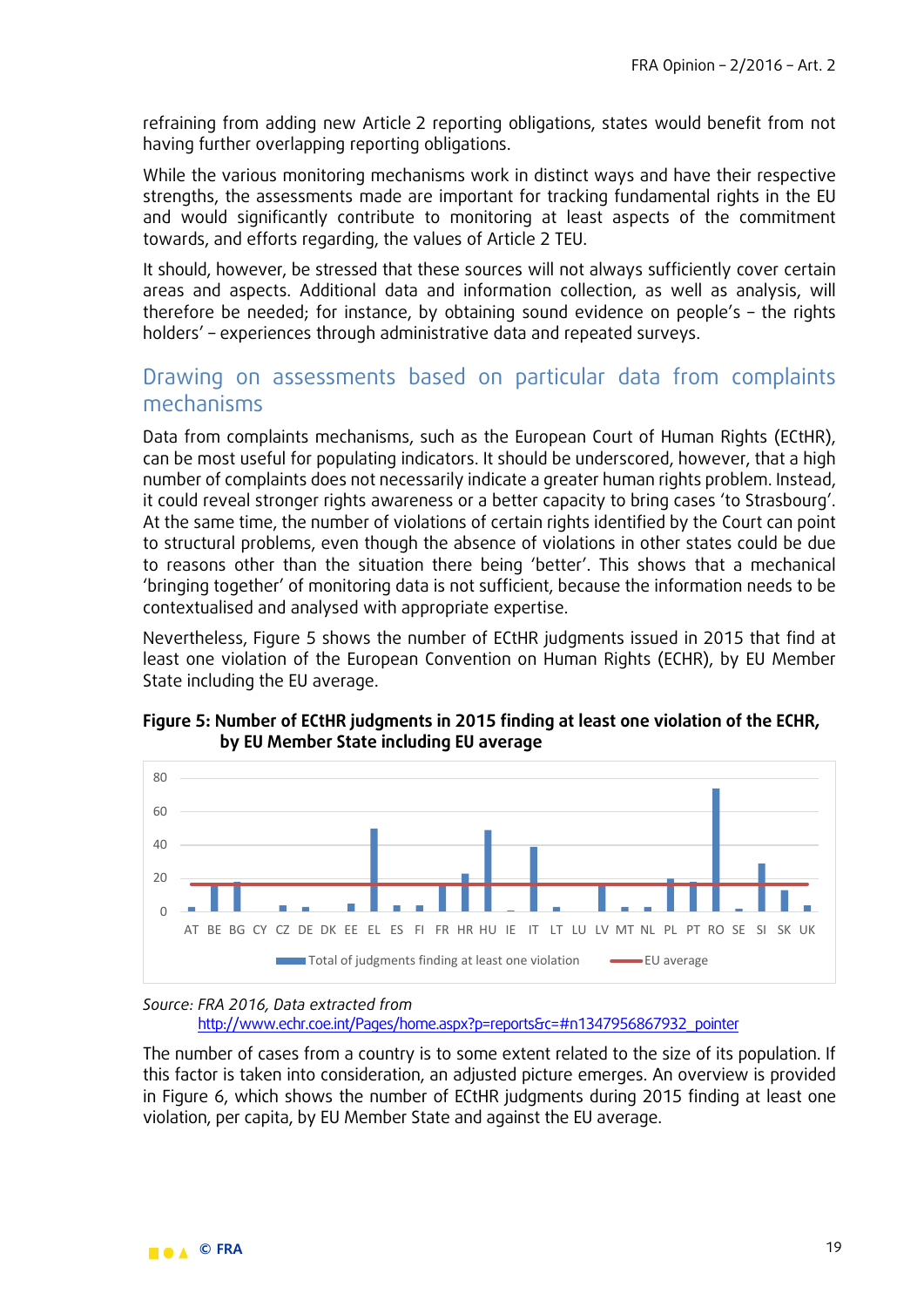refraining from adding new Article 2 reporting obligations, states would benefit from not having further overlapping reporting obligations.

While the various monitoring mechanisms work in distinct ways and have their respective strengths, the assessments made are important for tracking fundamental rights in the EU and would significantly contribute to monitoring at least aspects of the commitment towards, and efforts regarding, the values of Article 2 TEU.

It should, however, be stressed that these sources will not always sufficiently cover certain areas and aspects. Additional data and information collection, as well as analysis, will therefore be needed; for instance, by obtaining sound evidence on people's – the rights holders' – experiences through administrative data and repeated surveys.

## Drawing on assessments based on particular data from complaints mechanisms

Data from complaints mechanisms, such as the European Court of Human Rights (ECtHR), can be most useful for populating indicators. It should be underscored, however, that a high number of complaints does not necessarily indicate a greater human rights problem. Instead, it could reveal stronger rights awareness or a better capacity to bring cases 'to Strasbourg'. At the same time, the number of violations of certain rights identified by the Court can point to structural problems, even though the absence of violations in other states could be due to reasons other than the situation there being 'better'. This shows that a mechanical 'bringing together' of monitoring data is not sufficient, because the information needs to be contextualised and analysed with appropriate expertise.

Nevertheless, Figure 5 shows the number of ECtHR judgments issued in 2015 that find at least one violation of the European Convention on Human Rights (ECHR), by EU Member State including the EU average.

**Figure 5: Number of ECtHR judgments in 2015 finding at least one violation of the ECHR, by EU Member State including EU average**

*Source: FRA 2016, Data extracted from* http://www.echr.coe.int/Pages/home.aspx?p=reports&c=#n1347956867932_pointer

The number of cases from a country is to some extent related to the size of its population. If this factor is taken into consideration, an adjusted picture emerges. An overview is provided in Figure 6, which shows the number of ECtHR judgments during 2015 finding at least one violation, per capita, by EU Member State and against the EU average.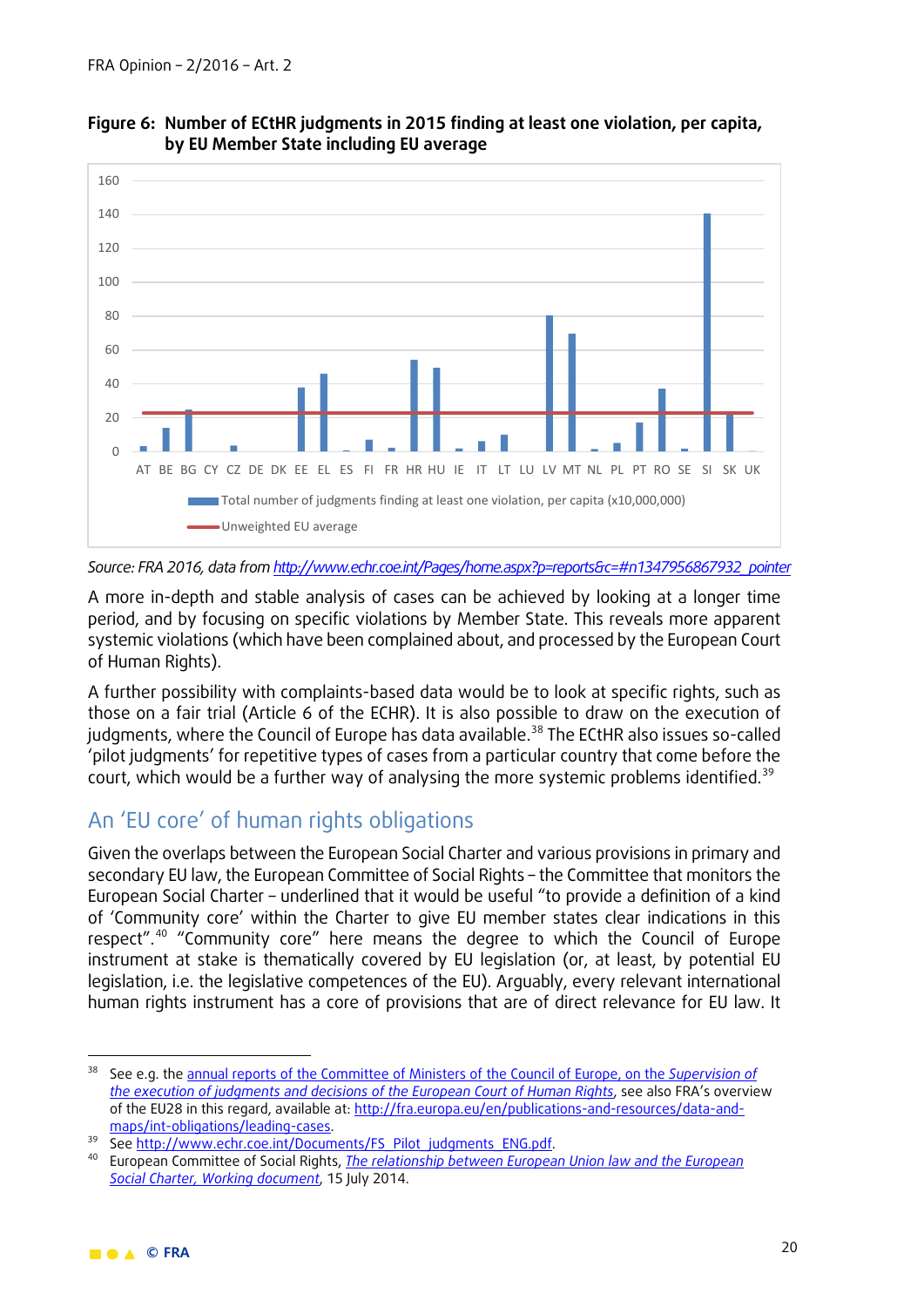**Figure 6: Number of ECtHR judgments in 2015 finding at least one violation, per capita, by EU Member State including EU average**

Source: FRA 2016, data from http://www.echr.coe.int/Pages/home.aspx?p=reports&c=#n1347956867932_pointer

A more in-depth and stable analysis of cases can be achieved by looking at a longer time period, and by focusing on specific violations by Member State. This reveals more apparent systemic violations (which have been complained about, and processed by the European Court of Human Rights).

A further possibility with complaints-based data would be to look at specific rights, such as those on a fair trial (Article 6 of the ECHR). It is also possible to draw on the execution of judgments, where the Council of Europe has data available.[38] The ECtHR also issues so-called 'pilot judgments' for repetitive types of cases from a particular country that come before the court, which would be a further way of analysing the more systemic problems identified.[39]

## An 'EU core' of human rights obligations

Given the overlaps between the European Social Charter and various provisions in primary and secondary EU law, the European Committee of Social Rights – the Committee that monitors the European Social Charter – underlined that it would be useful "to provide a definition of a kind of 'Community core' within the Charter to give EU member states clear indications in this respect".[40] "Community core" here means the degree to which the Council of Europe instrument at stake is thematically covered by EU legislation (or, at least, by potential EU legislation, i.e. the legislative competences of the EU). Arguably, every relevant international human rights instrument has a core of provisions that are of direct relevance for EU law. It

---

[38] See e.g. the annual reports of the Committee of Ministers of the Council of Europe, on the *Supervision of the execution of judgments and decisions of the European Court of Human Rights*, see also FRA's overview of the EU28 in this regard, available at: http://fra.europa.eu/en/publications-and-resources/data-and-maps/int-obligations/leading-cases.

[39] See http://www.echr.coe.int/Documents/FS_Pilot_judgments_ENG.pdf.

[40] European Committee of Social Rights, *The relationship between European Union law and the European Social Charter, Working document*, 15 July 2014.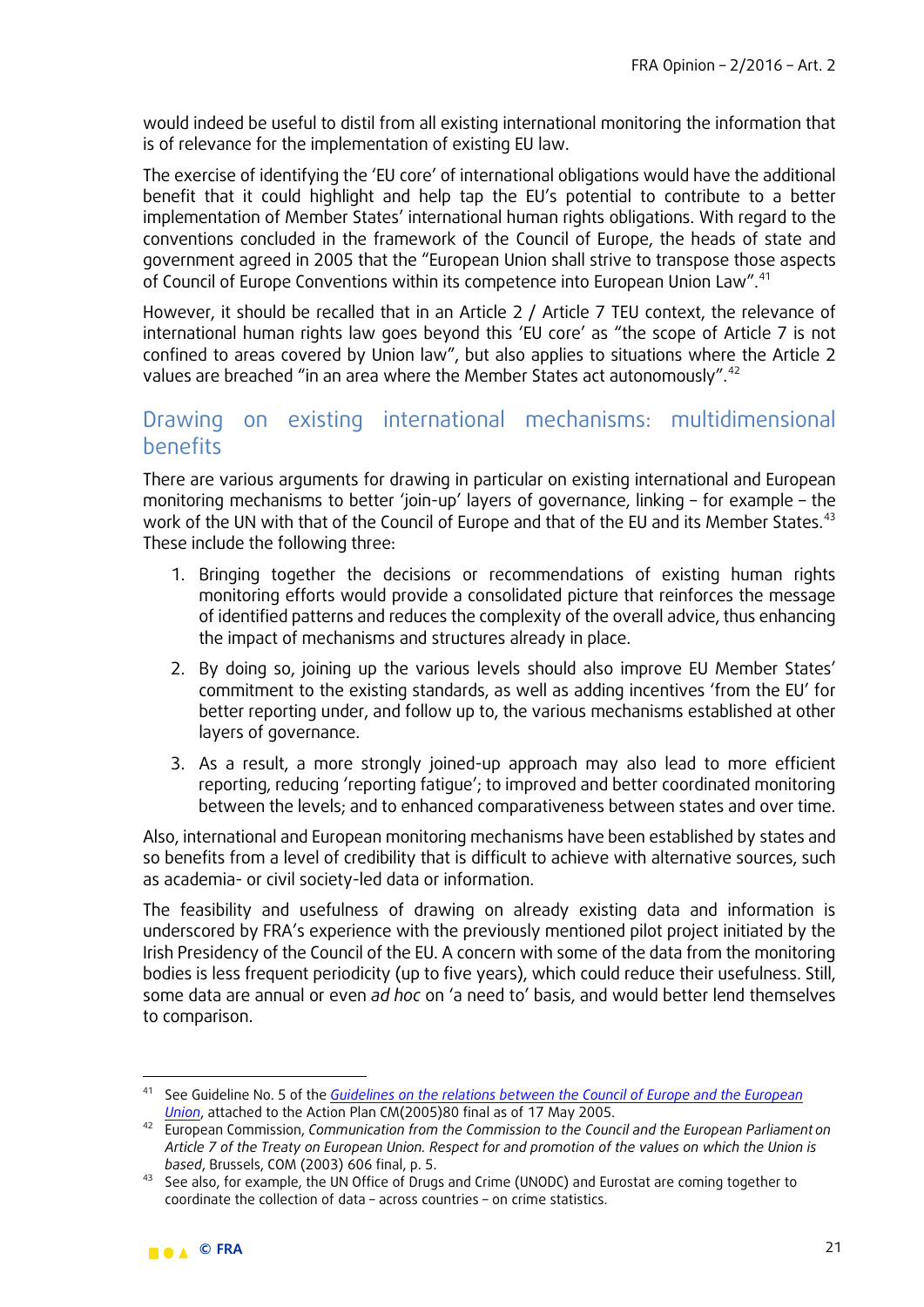would indeed be useful to distil from all existing international monitoring the information that is of relevance for the implementation of existing EU law.

The exercise of identifying the 'EU core' of international obligations would have the additional benefit that it could highlight and help tap the EU's potential to contribute to a better implementation of Member States' international human rights obligations. With regard to the conventions concluded in the framework of the Council of Europe, the heads of state and government agreed in 2005 that the "European Union shall strive to transpose those aspects of Council of Europe Conventions within its competence into European Union Law".[41]

However, it should be recalled that in an Article 2 / Article 7 TEU context, the relevance of international human rights law goes beyond this 'EU core' as "the scope of Article 7 is not confined to areas covered by Union law", but also applies to situations where the Article 2 values are breached "in an area where the Member States act autonomously".[42]

## Drawing on existing international mechanisms: multidimensional benefits

There are various arguments for drawing in particular on existing international and European monitoring mechanisms to better 'join-up' layers of governance, linking – for example – the work of the UN with that of the Council of Europe and that of the EU and its Member States.[43] These include the following three:

1. Bringing together the decisions or recommendations of existing human rights monitoring efforts would provide a consolidated picture that reinforces the message of identified patterns and reduces the complexity of the overall advice, thus enhancing the impact of mechanisms and structures already in place.
2. By doing so, joining up the various levels should also improve EU Member States' commitment to the existing standards, as well as adding incentives 'from the EU' for better reporting under, and follow up to, the various mechanisms established at other layers of governance.
3. As a result, a more strongly joined-up approach may also lead to more efficient reporting, reducing 'reporting fatigue'; to improved and better coordinated monitoring between the levels; and to enhanced comparativeness between states and over time.

Also, international and European monitoring mechanisms have been established by states and so benefits from a level of credibility that is difficult to achieve with alternative sources, such as academia- or civil society-led data or information.

The feasibility and usefulness of drawing on already existing data and information is underscored by FRA's experience with the previously mentioned pilot project initiated by the Irish Presidency of the Council of the EU. A concern with some of the data from the monitoring bodies is less frequent periodicity (up to five years), which could reduce their usefulness. Still, some data are annual or even *ad hoc* on 'a need to' basis, and would better lend themselves to comparison.

---

[41] See Guideline No. 5 of the *Guidelines on the relations between the Council of Europe and the European Union*, attached to the Action Plan CM(2005)80 final as of 17 May 2005.

[42] European Commission, *Communication from the Commission to the Council and the European Parliament on Article 7 of the Treaty on European Union. Respect for and promotion of the values on which the Union is based*, Brussels, COM (2003) 606 final, p. 5.

[43] See also, for example, the UN Office of Drugs and Crime (UNODC) and Eurostat are coming together to coordinate the collection of data – across countries – on crime statistics.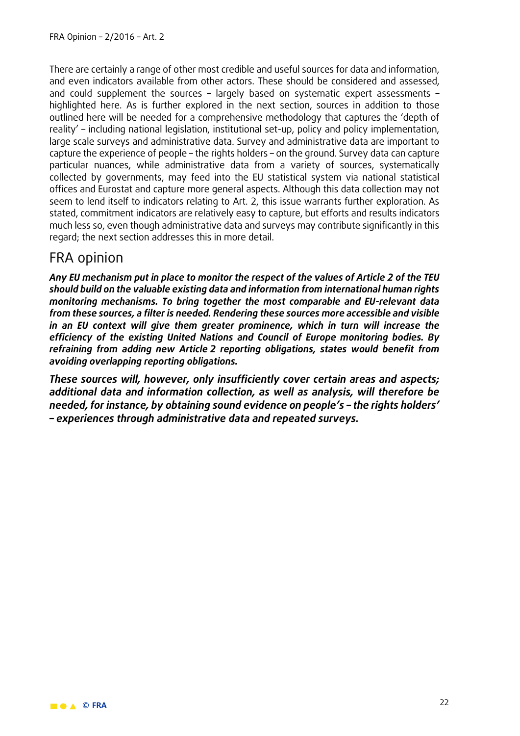There are certainly a range of other most credible and useful sources for data and information, and even indicators available from other actors. These should be considered and assessed, and could supplement the sources – largely based on systematic expert assessments – highlighted here. As is further explored in the next section, sources in addition to those outlined here will be needed for a comprehensive methodology that captures the 'depth of reality' – including national legislation, institutional set-up, policy and policy implementation, large scale surveys and administrative data. Survey and administrative data are important to capture the experience of people – the rights holders – on the ground. Survey data can capture particular nuances, while administrative data from a variety of sources, systematically collected by governments, may feed into the EU statistical system via national statistical offices and Eurostat and capture more general aspects. Although this data collection may not seem to lend itself to indicators relating to Art. 2, this issue warrants further exploration. As stated, commitment indicators are relatively easy to capture, but efforts and results indicators much less so, even though administrative data and surveys may contribute significantly in this regard; the next section addresses this in more detail.

## FRA opinion

***Any EU mechanism put in place to monitor the respect of the values of Article 2 of the TEU should build on the valuable existing data and information from international human rights monitoring mechanisms. To bring together the most comparable and EU-relevant data from these sources, a filter is needed. Rendering these sources more accessible and visible in an EU context will give them greater prominence, which in turn will increase the efficiency of the existing United Nations and Council of Europe monitoring bodies. By refraining from adding new Article 2 reporting obligations, states would benefit from avoiding overlapping reporting obligations.***

***These sources will, however, only insufficiently cover certain areas and aspects; additional data and information collection, as well as analysis, will therefore be needed, for instance, by obtaining sound evidence on people's – the rights holders' – experiences through administrative data and repeated surveys.***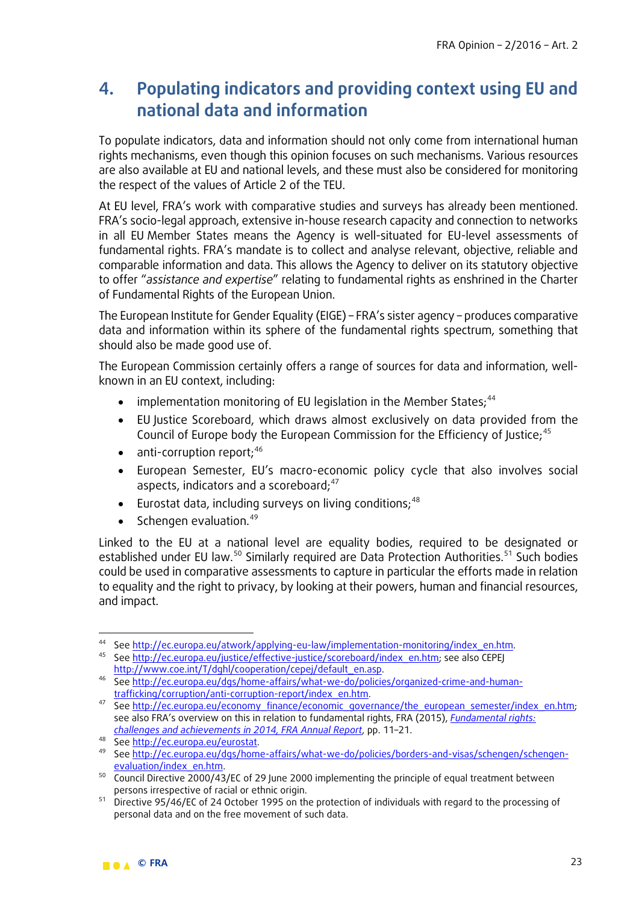# 4. Populating indicators and providing context using EU and national data and information

To populate indicators, data and information should not only come from international human rights mechanisms, even though this opinion focuses on such mechanisms. Various resources are also available at EU and national levels, and these must also be considered for monitoring the respect of the values of Article 2 of the TEU.

At EU level, FRA's work with comparative studies and surveys has already been mentioned. FRA's socio-legal approach, extensive in-house research capacity and connection to networks in all EU Member States means the Agency is well-situated for EU-level assessments of fundamental rights. FRA's mandate is to collect and analyse relevant, objective, reliable and comparable information and data. This allows the Agency to deliver on its statutory objective to offer "*assistance and expertise*" relating to fundamental rights as enshrined in the Charter of Fundamental Rights of the European Union.

The European Institute for Gender Equality (EIGE) – FRA's sister agency – produces comparative data and information within its sphere of the fundamental rights spectrum, something that should also be made good use of.

The European Commission certainly offers a range of sources for data and information, well-known in an EU context, including:

- implementation monitoring of EU legislation in the Member States;[44]
- EU Justice Scoreboard, which draws almost exclusively on data provided from the Council of Europe body the European Commission for the Efficiency of Justice;[45]
- anti-corruption report;[46]
- European Semester, EU's macro-economic policy cycle that also involves social aspects, indicators and a scoreboard;[47]
- Eurostat data, including surveys on living conditions;[48]
- Schengen evaluation.[49]

Linked to the EU at a national level are equality bodies, required to be designated or established under EU law.[50] Similarly required are Data Protection Authorities.[51] Such bodies could be used in comparative assessments to capture in particular the efforts made in relation to equality and the right to privacy, by looking at their powers, human and financial resources, and impact.

---

[44] See http://ec.europa.eu/atwork/applying-eu-law/implementation-monitoring/index_en.htm.

[45] See http://ec.europa.eu/justice/effective-justice/scoreboard/index_en.htm; see also CEPEJ http://www.coe.int/T/dghl/cooperation/cepej/default_en.asp.

[46] See http://ec.europa.eu/dgs/home-affairs/what-we-do/policies/organized-crime-and-human-trafficking/corruption/anti-corruption-report/index_en.htm.

[47] See http://ec.europa.eu/economy_finance/economic_governance/the_european_semester/index_en.htm; see also FRA's overview on this in relation to fundamental rights, FRA (2015), *Fundamental rights: challenges and achievements in 2014, FRA Annual Report*, pp. 11–21.

[48] See http://ec.europa.eu/eurostat.

[49] See http://ec.europa.eu/dgs/home-affairs/what-we-do/policies/borders-and-visas/schengen/schengen-evaluation/index_en.htm.

[50] Council Directive 2000/43/EC of 29 June 2000 implementing the principle of equal treatment between persons irrespective of racial or ethnic origin.

[51] Directive 95/46/EC of 24 October 1995 on the protection of individuals with regard to the processing of personal data and on the free movement of such data.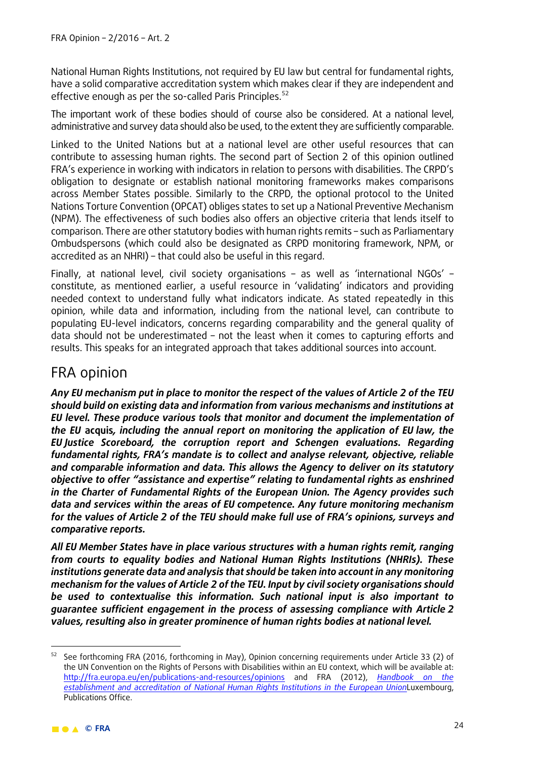National Human Rights Institutions, not required by EU law but central for fundamental rights, have a solid comparative accreditation system which makes clear if they are independent and effective enough as per the so-called Paris Principles.[52]

The important work of these bodies should of course also be considered. At a national level, administrative and survey data should also be used, to the extent they are sufficiently comparable.

Linked to the United Nations but at a national level are other useful resources that can contribute to assessing human rights. The second part of Section 2 of this opinion outlined FRA's experience in working with indicators in relation to persons with disabilities. The CRPD's obligation to designate or establish national monitoring frameworks makes comparisons across Member States possible. Similarly to the CRPD, the optional protocol to the United Nations Torture Convention (OPCAT) obliges states to set up a National Preventive Mechanism (NPM). The effectiveness of such bodies also offers an objective criteria that lends itself to comparison. There are other statutory bodies with human rights remits – such as Parliamentary Ombudspersons (which could also be designated as CRPD monitoring framework, NPM, or accredited as an NHRI) – that could also be useful in this regard.

Finally, at national level, civil society organisations – as well as 'international NGOs' – constitute, as mentioned earlier, a useful resource in 'validating' indicators and providing needed context to understand fully what indicators indicate. As stated repeatedly in this opinion, while data and information, including from the national level, can contribute to populating EU-level indicators, concerns regarding comparability and the general quality of data should not be underestimated – not the least when it comes to capturing efforts and results. This speaks for an integrated approach that takes additional sources into account.

## FRA opinion

***Any EU mechanism put in place to monitor the respect of the values of Article 2 of the TEU should build on existing data and information from various mechanisms and institutions at EU level. These produce various tools that monitor and document the implementation of the EU* acquis*, including the annual report on monitoring the application of EU law, the EU Justice Scoreboard, the corruption report and Schengen evaluations. Regarding fundamental rights, FRA's mandate is to collect and analyse relevant, objective, reliable and comparable information and data. This allows the Agency to deliver on its statutory objective to offer "assistance and expertise" relating to fundamental rights as enshrined in the Charter of Fundamental Rights of the European Union. The Agency provides such data and services within the areas of EU competence. Any future monitoring mechanism for the values of Article 2 of the TEU should make full use of FRA's opinions, surveys and comparative reports.***

***All EU Member States have in place various structures with a human rights remit, ranging from courts to equality bodies and National Human Rights Institutions (NHRIs). These institutions generate data and analysis that should be taken into account in any monitoring mechanism for the values of Article 2 of the TEU. Input by civil society organisations should be used to contextualise this information. Such national input is also important to guarantee sufficient engagement in the process of assessing compliance with Article 2 values, resulting also in greater prominence of human rights bodies at national level.***

---

[52] See forthcoming FRA (2016, forthcoming in May), Opinion concerning requirements under Article 33 (2) of the UN Convention on the Rights of Persons with Disabilities within an EU context, which will be available at: http://fra.europa.eu/en/publications-and-resources/opinions and FRA (2012), *Handbook on the establishment and accreditation of National Human Rights Institutions in the European Union*Luxembourg, Publications Office.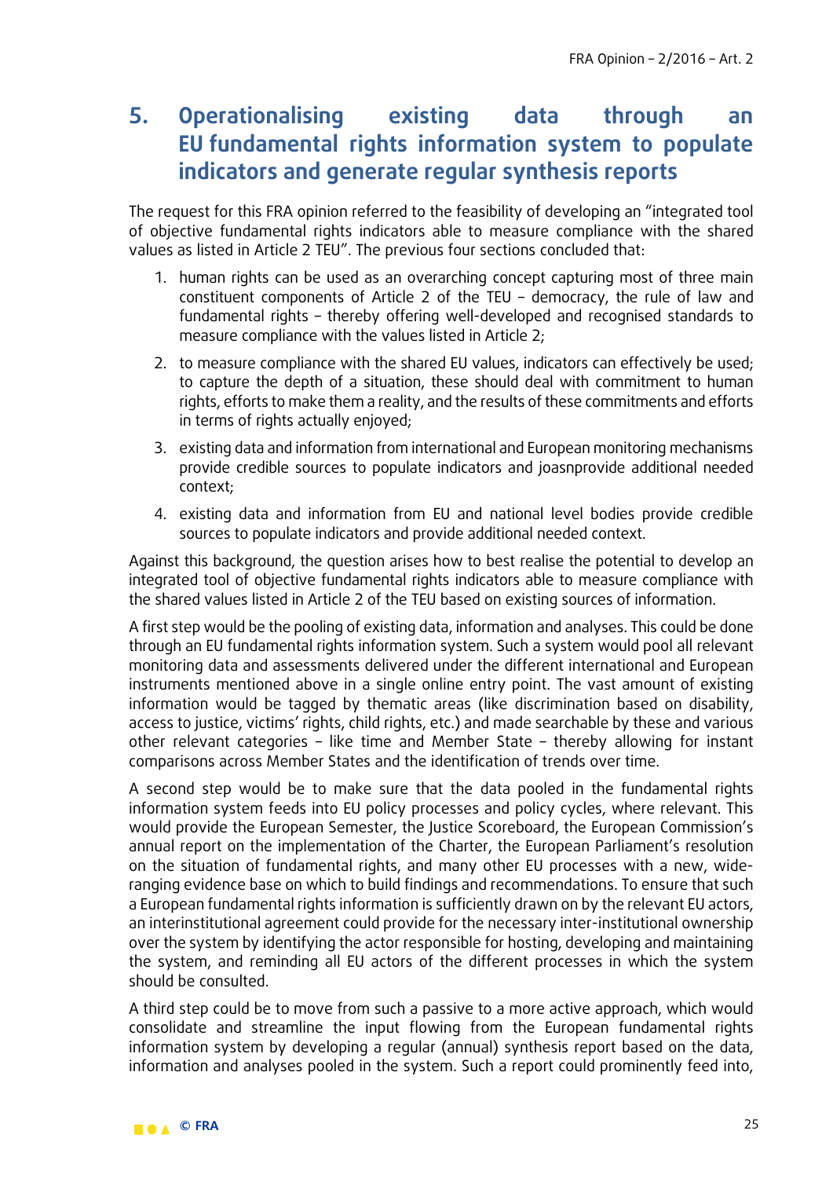# 5. Operationalising existing data through an EU fundamental rights information system to populate indicators and generate regular synthesis reports

The request for this FRA opinion referred to the feasibility of developing an "integrated tool of objective fundamental rights indicators able to measure compliance with the shared values as listed in Article 2 TEU". The previous four sections concluded that:

1. human rights can be used as an overarching concept capturing most of three main constituent components of Article 2 of the TEU – democracy, the rule of law and fundamental rights – thereby offering well-developed and recognised standards to measure compliance with the values listed in Article 2;
2. to measure compliance with the shared EU values, indicators can effectively be used; to capture the depth of a situation, these should deal with commitment to human rights, efforts to make them a reality, and the results of these commitments and efforts in terms of rights actually enjoyed;
3. existing data and information from international and European monitoring mechanisms provide credible sources to populate indicators and joasnprovide additional needed context;
4. existing data and information from EU and national level bodies provide credible sources to populate indicators and provide additional needed context.

Against this background, the question arises how to best realise the potential to develop an integrated tool of objective fundamental rights indicators able to measure compliance with the shared values listed in Article 2 of the TEU based on existing sources of information.

A first step would be the pooling of existing data, information and analyses. This could be done through an EU fundamental rights information system. Such a system would pool all relevant monitoring data and assessments delivered under the different international and European instruments mentioned above in a single online entry point. The vast amount of existing information would be tagged by thematic areas (like discrimination based on disability, access to justice, victims' rights, child rights, etc.) and made searchable by these and various other relevant categories – like time and Member State – thereby allowing for instant comparisons across Member States and the identification of trends over time.

A second step would be to make sure that the data pooled in the fundamental rights information system feeds into EU policy processes and policy cycles, where relevant. This would provide the European Semester, the Justice Scoreboard, the European Commission's annual report on the implementation of the Charter, the European Parliament's resolution on the situation of fundamental rights, and many other EU processes with a new, wide-ranging evidence base on which to build findings and recommendations. To ensure that such a European fundamental rights information is sufficiently drawn on by the relevant EU actors, an interinstitutional agreement could provide for the necessary inter-institutional ownership over the system by identifying the actor responsible for hosting, developing and maintaining the system, and reminding all EU actors of the different processes in which the system should be consulted.

A third step could be to move from such a passive to a more active approach, which would consolidate and streamline the input flowing from the European fundamental rights information system by developing a regular (annual) synthesis report based on the data, information and analyses pooled in the system. Such a report could prominently feed into,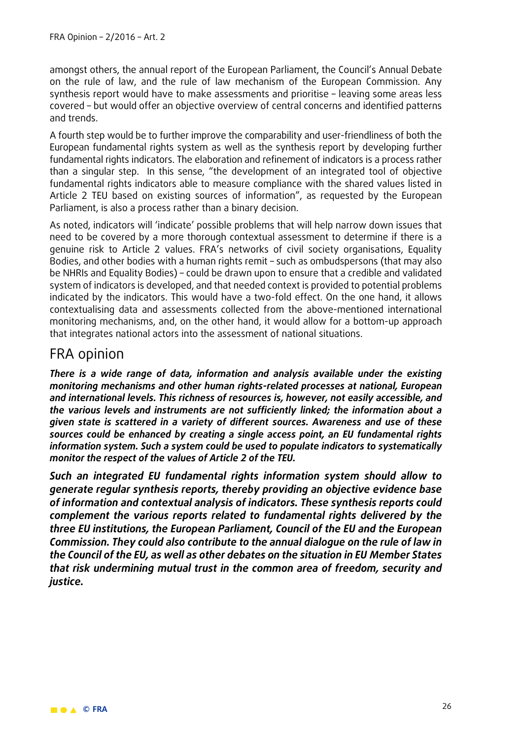amongst others, the annual report of the European Parliament, the Council's Annual Debate on the rule of law, and the rule of law mechanism of the European Commission. Any synthesis report would have to make assessments and prioritise – leaving some areas less covered – but would offer an objective overview of central concerns and identified patterns and trends.

A fourth step would be to further improve the comparability and user-friendliness of both the European fundamental rights system as well as the synthesis report by developing further fundamental rights indicators. The elaboration and refinement of indicators is a process rather than a singular step. In this sense, "the development of an integrated tool of objective fundamental rights indicators able to measure compliance with the shared values listed in Article 2 TEU based on existing sources of information", as requested by the European Parliament, is also a process rather than a binary decision.

As noted, indicators will 'indicate' possible problems that will help narrow down issues that need to be covered by a more thorough contextual assessment to determine if there is a genuine risk to Article 2 values. FRA's networks of civil society organisations, Equality Bodies, and other bodies with a human rights remit – such as ombudspersons (that may also be NHRIs and Equality Bodies) – could be drawn upon to ensure that a credible and validated system of indicators is developed, and that needed context is provided to potential problems indicated by the indicators. This would have a two-fold effect. On the one hand, it allows contextualising data and assessments collected from the above-mentioned international monitoring mechanisms, and, on the other hand, it would allow for a bottom-up approach that integrates national actors into the assessment of national situations.

## FRA opinion

***There is a wide range of data, information and analysis available under the existing monitoring mechanisms and other human rights-related processes at national, European and international levels. This richness of resources is, however, not easily accessible, and the various levels and instruments are not sufficiently linked; the information about a given state is scattered in a variety of different sources. Awareness and use of these sources could be enhanced by creating a single access point, an EU fundamental rights information system. Such a system could be used to populate indicators to systematically monitor the respect of the values of Article 2 of the TEU.***

***Such an integrated EU fundamental rights information system should allow to generate regular synthesis reports, thereby providing an objective evidence base of information and contextual analysis of indicators. These synthesis reports could complement the various reports related to fundamental rights delivered by the three EU institutions, the European Parliament, Council of the EU and the European Commission. They could also contribute to the annual dialogue on the rule of law in the Council of the EU, as well as other debates on the situation in EU Member States that risk undermining mutual trust in the common area of freedom, security and justice.***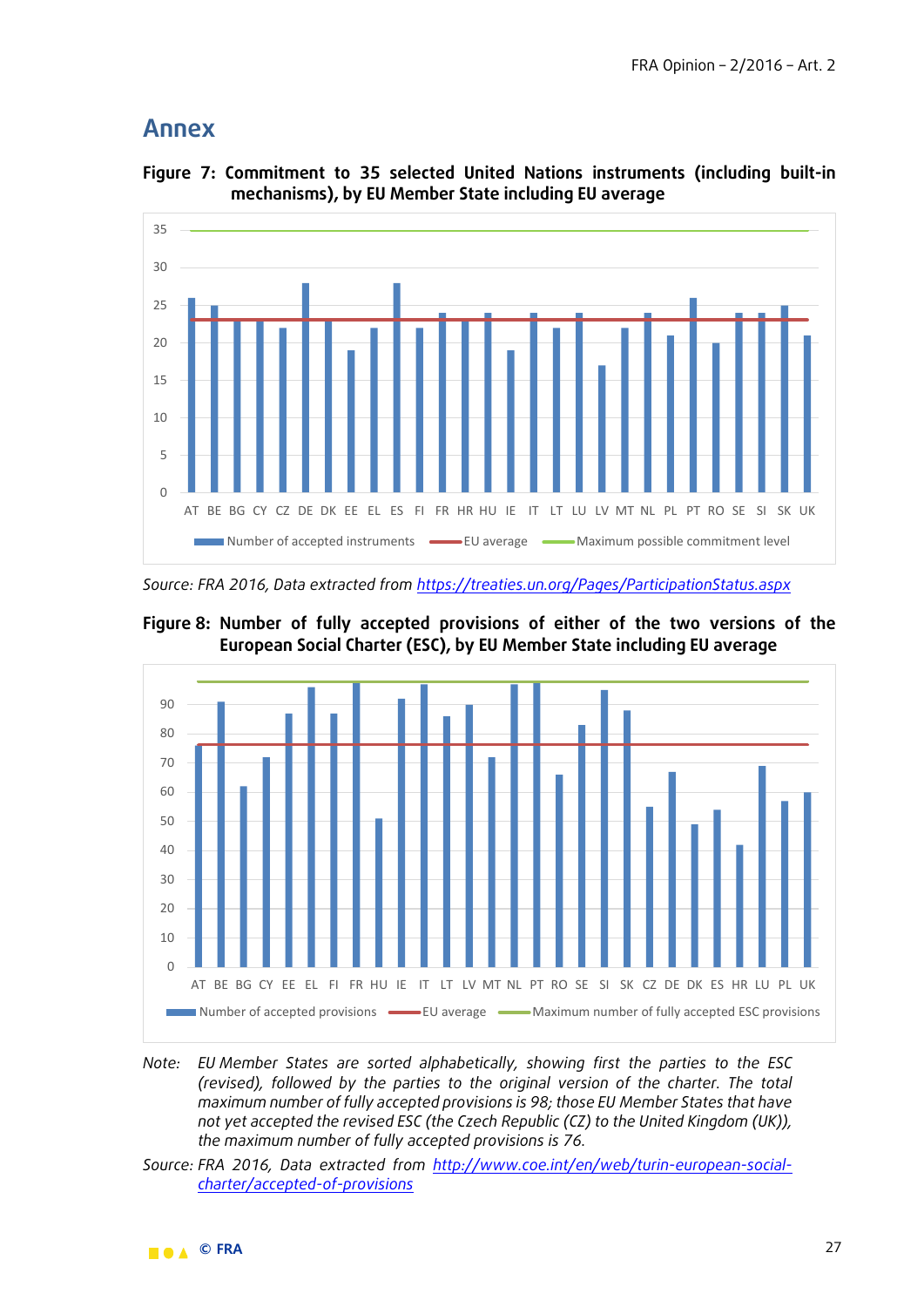# Annex

**Figure 7: Commitment to 35 selected United Nations instruments (including built-in mechanisms), by EU Member State including EU average**

*Source: FRA 2016, Data extracted from [https://treaties.un.org/Pages/ParticipationStatus.aspx](https://treaties.un.org/Pages/ParticipationStatus.aspx)*

**Figure 8: Number of fully accepted provisions of either of the two versions of the European Social Charter (ESC), by EU Member State including EU average**

*Note: EU Member States are sorted alphabetically, showing first the parties to the ESC (revised), followed by the parties to the original version of the charter. The total maximum number of fully accepted provisions is 98; those EU Member States that have not yet accepted the revised ESC (the Czech Republic (CZ) to the United Kingdom (UK)), the maximum number of fully accepted provisions is 76.*

*Source: FRA 2016, Data extracted from [http://www.coe.int/en/web/turin-european-social-charter/accepted-of-provisions](http://www.coe.int/en/web/turin-european-social-charter/accepted-of-provisions)*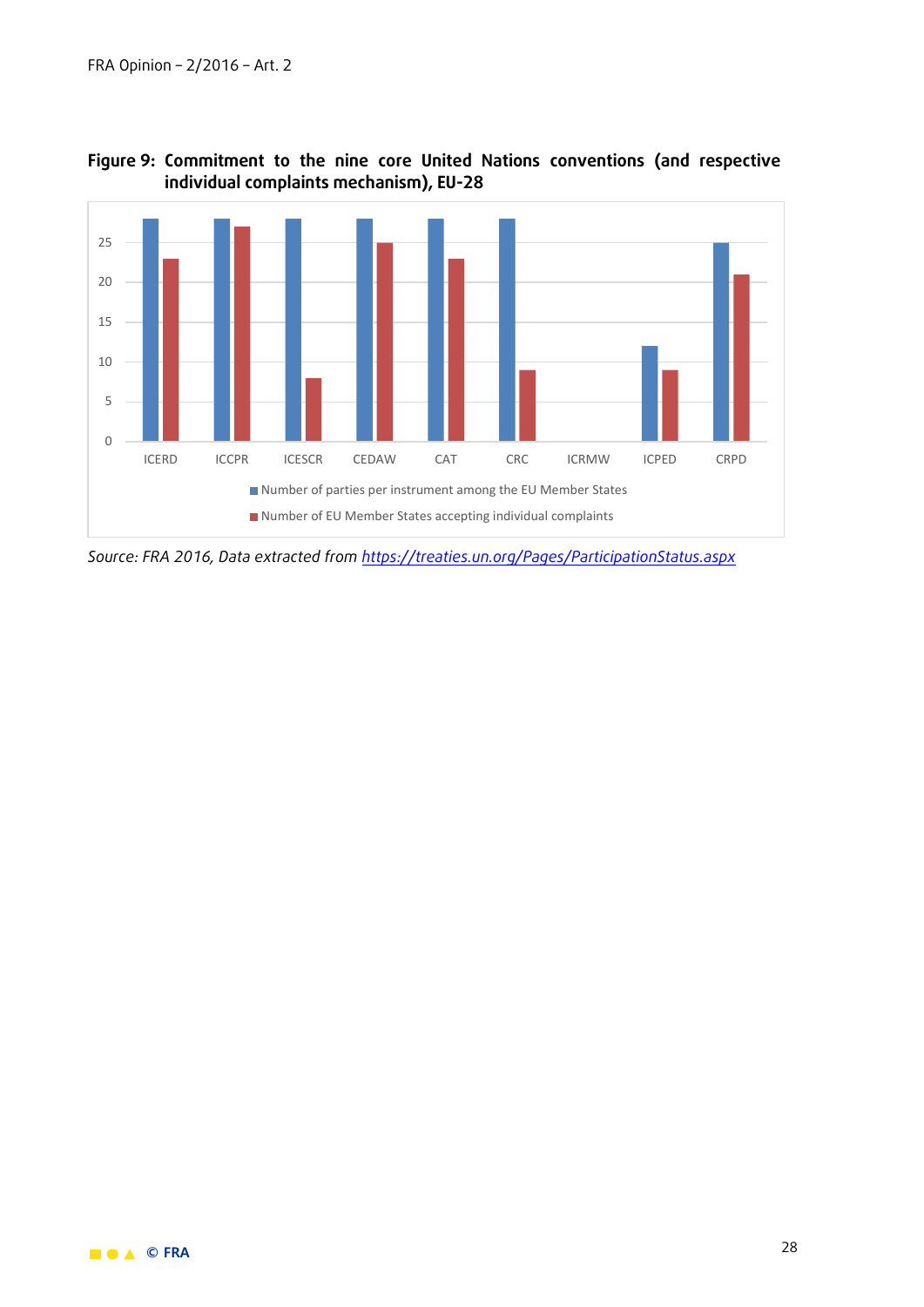**Figure 9: Commitment to the nine core United Nations conventions (and respective individual complaints mechanism), EU-28**

25
20
15
10
5
0

ICERD ICCPR ICESCR CEDAW CAT CRC ICRMW ICPED CRPD

Number of parties per instrument among the EU Member States

Number of EU Member States accepting individual complaints

*Source: FRA 2016, Data extracted from [https://treaties.un.org/Pages/ParticipationStatus.aspx](https://treaties.un.org/Pages/ParticipationStatus.aspx)*